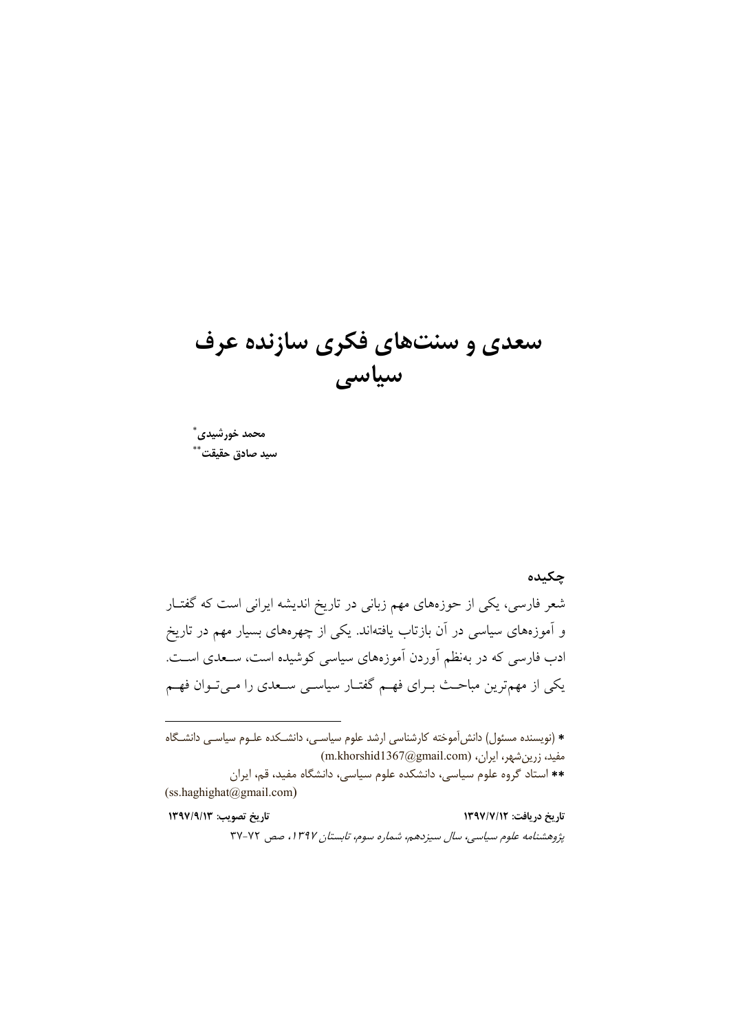# سعدی و سنت‌های فکری سازنده عرف سیاسی

**محمد خورشیدی***

**سید صادق حقیقت****

**چکیده**

شعر فارسی، یکی از حوزه‌های مهم زبانی در تاریخ اندیشه ایرانی است که گفتار و آموزه‌های سیاسی در آن بازتاب یافته‌اند. یکی از چهره‌های بسیار مهم در تاریخ ادب فارسی که در به‌نظم آوردن آموزه‌های سیاسی کوشیده است، سعدی است. یکی از مهم‌ترین مباحث برای فهم گفتار سیاسی سعدی را می‌توان فهم

---

* (نویسنده مسئول) دانش‌آموخته کارشناسی ارشد علوم سیاسی، دانشکده علوم سیاسی دانشگاه مفید، زرین‌شهر، ایران، (m.khorshid1367@gmail.com)

** استاد گروه علوم سیاسی، دانشکده علوم سیاسی، دانشگاه مفید، قم، ایران (ss.haghighat@gmail.com)

**تاریخ دریافت: ۱۳۹۷/۷/۱۲** **تاریخ تصویب: ۱۳۹۷/۹/۱۳**

*پژوهشنامه علوم سیاسی، سال سیزدهم، شماره سوم، تابستان ۱۳۹۷*، صص ۷۲-۳۷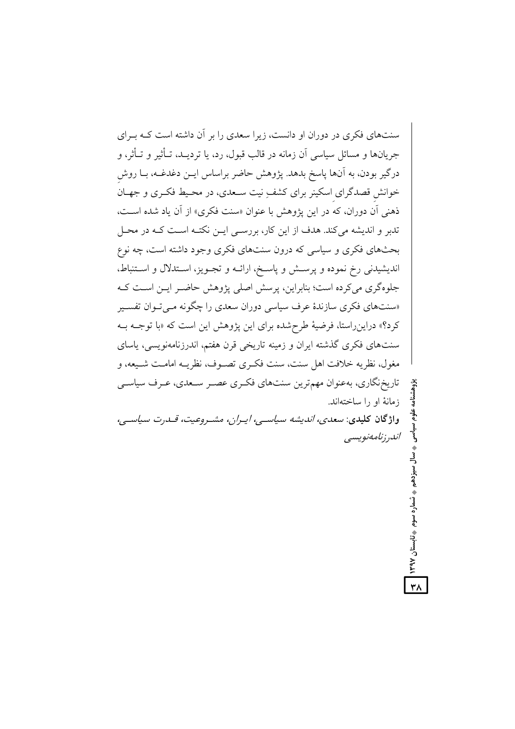سنت‌های فکری در دوران او دانست، زیرا سعدی را بر آن داشته است که برای جریان‌ها و مسائل سیاسی آن زمانه در قالب قبول، رد، یا تردید، تأثیر و تأثر، و درگیر بودن، به آن‌ها پاسخ بدهد. پژوهش حاضر براساس این دغدغه، با روشِ خوانشِ قصدگرای اسکینر برای کشفِ نیت سعدی، در محیط فکری و جهان ذهنی آن دوران، که در این پژوهش با عنوان «سنت فکری» از آن یاد شده است، تدبر و اندیشه می‌کند. هدف از این کار، بررسی این نکته است که در محل بحث‌های فکری و سیاسی که درون سنت‌های فکری وجود داشته است، چه نوع اندیشیدنی رخ نموده و پرسش و پاسخ، ارائه و تجویز، استدلال و استنباط، جلوه‌گری می‌کرده است؛ بنابراین، پرسش اصلی پژوهش حاضر این است که «سنت‌های فکری سازندهٔ عرف سیاسی دوران سعدی را چگونه می‌توان تفسیر کرد؟» دراین‌راستا، فرضیهٔ طرح‌شده برای این پژوهش این است که «با توجه به سنت‌های فکری گذشته ایران و زمینه تاریخی قرن هفتم، اندرزنامه‌نویسی، یاسای مغول، نظریه خلافت اهل سنت، سنت فکری تصوف، نظریه امامت شیعه، و تاریخ‌نگاری، به‌عنوان مهم‌ترین سنت‌های فکری عصر سعدی، عرف سیاسی زمانهٔ او را ساخته‌اند.

**واژگان کلیدی**: *سعدی، اندیشه سیاسی، ایران، مشروعیت، قدرت سیاسی، اندرزنامه‌نویسی*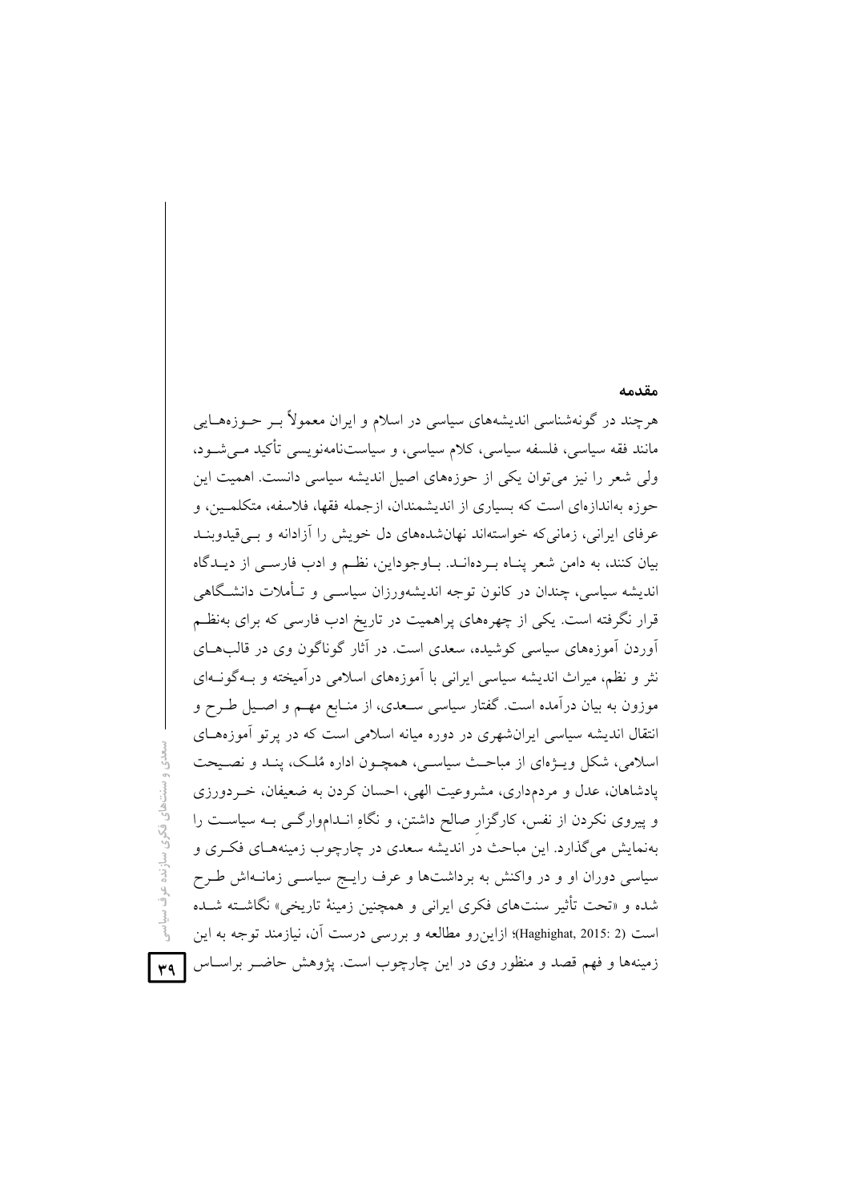### مقدمه

هرچند در گونه‌شناسی اندیشه‌های سیاسی در اسلام و ایران معمولاً بـر حـوزه‌هـایی مانند فقه سیاسی، فلسفه سیاسی، کلام سیاسی، و سیاست‌نامه‌نویسی تأکید مـی‌شـود، ولی شعر را نیز می‌توان یکی از حوزه‌های اصیل اندیشه سیاسی دانست. اهمیت این حوزه به‌اندازه‌ای است که بسیاری از اندیشمندان، ازجمله فقها، فلاسفه، متکلمـین، و عرفای ایرانی، زمانی‌که خواسته‌اند نهان‌شده‌های دل خویش را آزادانه و بـی‌قیدوبنـد بیان کنند، به دامن شعر پنـاه بـرده‌انـد. بـاوجوداین، نظـم و ادب فارسـی از دیـدگاه اندیشه سیاسی، چندان در کانون توجه اندیشه‌ورزان سیاسـی و تـأملات دانشـگاهی قرار نگرفته است. یکی از چهره‌های پراهمیت در تاریخ ادب فارسی که برای به‌نظـم آوردن آموزه‌های سیاسی کوشیده، سعدی است. در آثار گوناگون وی در قالب‌هـای نثر و نظم، میراث اندیشه سیاسی ایرانی با آموزه‌های اسلامی درآمیخته و بـه‌گونـه‌ای موزون به بیان درآمده است. گفتار سیاسی سـعدی، از منـابع مهـم و اصـیل طـرح و انتقال اندیشه سیاسی ایران‌شهری در دوره میانه اسلامی است که در پرتو آموزه‌هـای اسلامی، شکل ویـژه‌ای از مباحـث سیاسـی، همچـون اداره مُلـک، پنـد و نصـیحت پادشاهان، عدل و مردم‌داری، مشروعیت الهی، احسان کردن به ضعیفان، خـردورزی و پیروی نکردن از نفس، کارگزارِ صالح داشتن، و نگاهِ انـدام‌وارگـی بـه سیاسـت را به‌نمایش می‌گذارد. این مباحث در اندیشه سعدی در چارچوب زمینه‌هـای فکـری و سیاسی دوران او و در واکنش به برداشت‌ها و عرف رایـج سیاسـی زمانـه‌اش طـرح شده و «تحت تأثیر سنت‌های فکری ایرانی و همچنین زمینهٔ تاریخی» نگاشـتـه شـده است (Haghighat, 2015: 2)؛ ازاین‌رو مطالعه و بررسی درست آن، نیازمند توجه به این زمینه‌ها و فهم قصد و منظور وی در این چارچوب است. پژوهش حاضـر براسـاس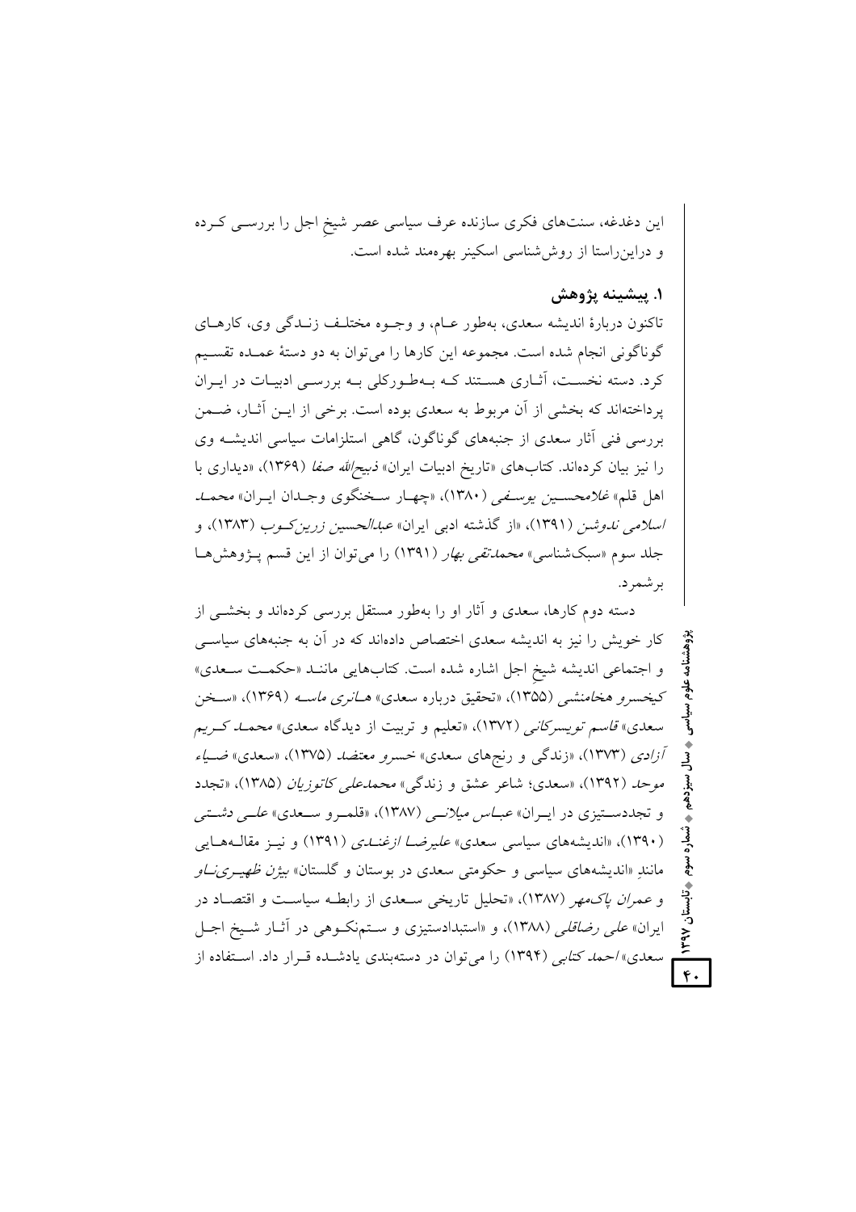این دغدغه، سنت‌های فکری سازنده عرف سیاسی عصر شیخ اجل را بررسی کرده و دراین‌راستا از روش‌شناسی اسکینر بهره‌مند شده است.

## ۱. پیشینه پژوهش

تاکنون دربارهٔ اندیشه سعدی، به‌طور عام، و وجوه مختلف زندگی وی، کارهای گوناگونی انجام شده است. مجموعه این کارها را می‌توان به دو دستهٔ عمده تقسیم کرد. دسته نخست، آثاری هستند که به‌طورکلی به بررسی ادبیات در ایران پرداخته‌اند که بخشی از آن مربوط به سعدی بوده است. برخی از این آثار، ضمن بررسی فنی آثار سعدی از جنبه‌های گوناگون، گاهی استلزامات سیاسی اندیشه وی را نیز بیان کرده‌اند. کتاب‌های «تاریخ ادبیات ایران» *ذبیح‌الله صفا* (۱۳۶۹)، «دیداری با اهل قلم» *غلامحسین یوسفی* (۱۳۸۰)، «چهار سخنگوی وجدان ایران» *محمد اسلامی ندوشن* (۱۳۹۱)، «از گذشته ادبی ایران» *عبدالحسین زرین‌کوب* (۱۳۸۳)، و جلد سوم «سبک‌شناسی» *محمدتقی بهار* (۱۳۹۱) را می‌توان از این قسم پژوهش‌ها برشمرد.

دسته دوم کارها، سعدی و آثار او را به‌طور مستقل بررسی کرده‌اند و بخشی از کار خویش را نیز به اندیشه سعدی اختصاص داده‌اند که در آن به جنبه‌های سیاسی و اجتماعی اندیشه شیخ اجل اشاره شده است. کتاب‌هایی مانند «حکمت سعدی» *کیخسرو هخامنشی* (۱۳۵۵)، «تحقیق درباره سعدی» *هانری ماسه* (۱۳۶۹)، «سخن سعدی» *قاسم تویسرکانی* (۱۳۷۲)، «تعلیم و تربیت از دیدگاه سعدی» *محمد کریم آزادی* (۱۳۷۳)، «زندگی و رنج‌های سعدی» *خسرو معتضد* (۱۳۷۵)، «سعدی» *ضیاء موحد* (۱۳۹۲)، «سعدی؛ شاعر عشق و زندگی» *محمدعلی کاتوزیان* (۱۳۸۵)، «تجدد و تجددستیزی در ایران» *عباس میلانی* (۱۳۸۷)، «قلمرو سعدی» *علی دشتی* (۱۳۹۰)، «اندیشه‌های سیاسی سعدی» *علیرضا ازغندی* (۱۳۹۱) و نیز مقاله‌هایی مانندِ «اندیشه‌های سیاسی و حکومتی سعدی در بوستان و گلستان» *بیژن ظهیری‌ناو* و *عمران پاک‌مهر* (۱۳۸۷)، «تحلیل تاریخی سعدی از رابطه سیاست و اقتصاد در ایران» *علی رضاقلی* (۱۳۸۸)، و «استبدادستیزی و ستم‌نکوهی در آثار شیخ اجل سعدی» *احمد کتابی* (۱۳۹۴) را می‌توان در دسته‌بندی یادشده قرار داد. استفاده از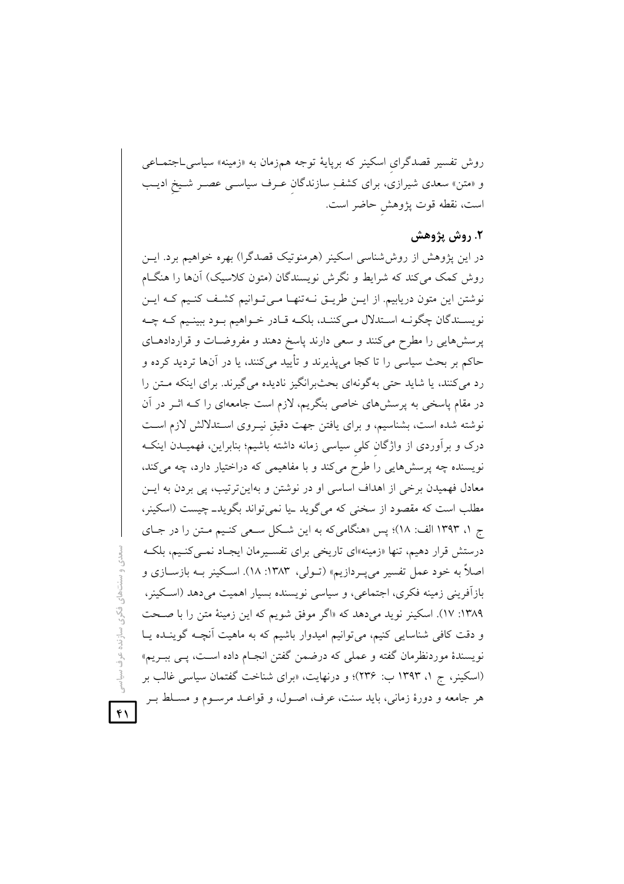روش تفسیر قصدگرایِ اسکینر که برپایهٔ توجه هم‌زمان به «زمینه» سیاسی‌ـاجتماعی و «متن» سعدی شیرازی، برای کشفِ سازندگانِ عـرف سیاسـی عصـر شـیخِ ادیـب است، نقطه قوت پژوهشِ حاضر است.

## ۲. روش پژوهش

در این پژوهش از روش‌شناسی اسکینر (هرمنوتیک قصدگرا) بهره خواهیم برد. ایـن روش کمک می‌کند که شرایط و نگرش نویسندگان (متون کلاسیک) آن‌ها را هنگـام نوشتن این متون دریابیم. از ایـن طریـق نـه‌تنهـا مـی‌تـوانیم کشـف کنـیم کـه ایـن نویسـندگان چگونـه اسـتدلال مـی‌کننـد، بلکـه قـادر خـواهیم بـود ببینـیم کـه چـه پرسش‌هایی را مطرح می‌کنند و سعی دارند پاسخ دهند و مفروضـات و قراردادهـای حاکم بر بحث سیاسی را تا کجا می‌پذیرند و تأیید می‌کنند، یا در آن‌ها تردید کرده و رد می‌کنند، یا شاید حتی به‌گونه‌ای بحث‌برانگیز نادیده می‌گیرند. برای اینکه مـتن را در مقام پاسخی به پرسش‌های خاصی بنگریم، لازم است جامعه‌ای را کـه اثـر در آن نوشته شده است، بشناسیم، و برای یافتن جهت دقیقِ نیـروی اسـتدلالش لازم اسـت درک و برآوردی از واژگانِ کلیِ سیاسی زمانه داشته باشیم؛ بنابراین، فهمیـدن اینکـه نویسنده چه پرسش‌هایی را طرح می‌کند و با مفاهیمی که دراختیار دارد، چه می‌کند، معادل فهمیدن برخی از اهداف اساسی او در نوشتن و به‌این‌ترتیب، پی بردن به ایـن مطلب است که مقصود از سخنی که می‌گوید ـیا نمی‌تواند بگویدـ چیست (اسکینر، ج ۱، ۱۳۹۳ الف: ۱۸)؛ پس «هنگامی‌که به این شـکل سـعی کنـیم مـتن را در جـای درستش قرار دهیم، تنها «زمینه»‌ای تاریخی برای تفسـیرمان ایجـاد نمـی‌کنـیم، بلکـه اصلاً به خود عمل تفسیر می‌پـردازیم» (تـولی، ۱۳۸۳: ۱۸). اسـکینر بـه بازسـازی و بازآفرینی زمینه فکری، اجتماعی، و سیاسی نویسنده بسیار اهمیت می‌دهد (اسـکینر، ۱۳۸۹: ۱۷). اسکینر نوید می‌دهد که «اگر موفق شویم که این زمینهٔ متن را با صـحت و دقت کافی شناسایی کنیم، می‌توانیم امیدوار باشیم که به ماهیت آنچـه گوینـده یـا نویسندهٔ موردنظرمان گفته و عملی که درضمن گفتن انجـام داده اسـت، پـی ببـریم» (اسکینر، ج ۱، ۱۳۹۳ ب: ۲۳۶)؛ و درنهایت، «برای شناخت گفتمان سیاسی غالب بر هر جامعه و دورهٔ زمانی، باید سنت، عرف، اصـول، و قواعـد مرسـوم و مسـلط بـر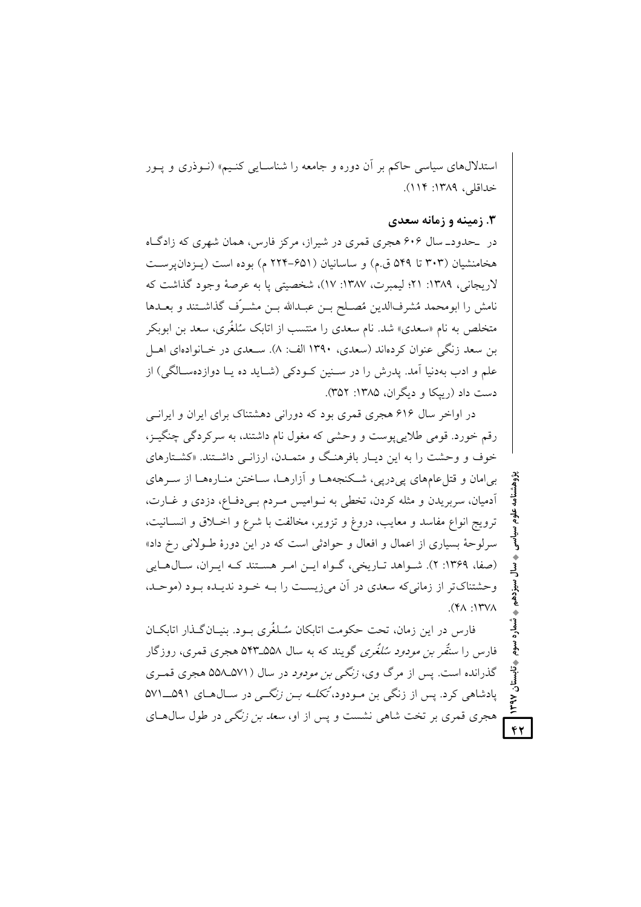استدلال‌های سیاسی حاکم بر آن دوره و جامعه را شناسایی کنیم» (نوذری و پور خداقلی، ۱۳۸۹: ۱۱۴).

### ۳. زمینه و زمانه سعدی

در حدود سال ۶۰۶ هجری قمری در شیراز، مرکز فارس، همان شهری که زادگاه هخامنشیان (۳۰۳ تا ۵۴۹ ق.م) و ساسانیان (۶۵۱-۲۲۴ م) بوده است (یزدان‌پرست لاریجانی، ۱۳۸۹: ۲۱؛ لیمبرت، ۱۳۸۷: ۱۷)، شخصیتی پا به عرصهٔ وجود گذاشت که نامش را ابومحمد مُشرف‌الدین مُصلح بن عبدالله بن مشرّف گذاشتند و بعدها متخلص به نام «سعدی» شد. نام سعدی را منتسب از اتابک سُلغُری، سعد بن ابوبکر بن سعد زنگی عنوان کرده‌اند (سعدی، ۱۳۹۰ الف: ۸). سعدی در خانواده‌ای اهل علم و ادب به‌دنیا آمد. پدرش را در سنین کودکی (شاید ده یا دوازده‌سالگی) از دست داد (ریپکا و دیگران، ۱۳۸۵: ۳۵۲).

در اواخر سال ۶۱۶ هجری قمری بود که دورانی دهشتناک برای ایران و ایرانی رقم خورد. قومی طلایی‌پوست و وحشی که مغول نام داشتند، به سرکردگی چنگیز، خوف و وحشت را به این دیار بافرهنگ و متمدن، ارزانی داشتند. «کشتارهای بی‌امان و قتل‌عام‌های پی‌درپی، شکنجه‌ها و آزارها، ساختن منار‌ه‌ها از سرهای آدمیان، سربریدن و مثله کردن، تخطی به نوامیس مردم بی‌دفاع، دزدی و غارت، ترویج انواع مفاسد و معایب، دروغ و تزویر، مخالفت با شرع و اخلاق و انسانیت، سرلوحهٔ بسیاری از اعمال و افعال و حوادثی است که در این دورهٔ طولانی رخ داد» (صفا، ۱۳۶۹: ۲). شواهد تاریخی، گواه این امر هستند که ایران، سال‌هایی وحشتناک‌تر از زمانی‌که سعدی در آن می‌زیست را به خود ندیده بود (موحد، ۱۳۷۸: ۴۸).

فارس در این زمان، تحت حکومت اتابکان سُلغُری بود. بنیان‌گذار اتابکان فارس را *سنقُر بن مودود سُلغُری* گویند که به سال ۵۵۸ـ۵۴۳ هجری قمری، روزگار گذرانده است. پس از مرگ وی، *زنگی بن مودود* در سال (۵۷۱ـ۵۵۸ هجری قمری پادشاهی کرد. پس از زنگی بن مودود، *تکله بن زنگی* در سال‌های ۵۹۱ـ۵۷۱ هجری قمری بر تخت شاهی نشست و پس از او، *سعد بن زنگی* در طول سال‌های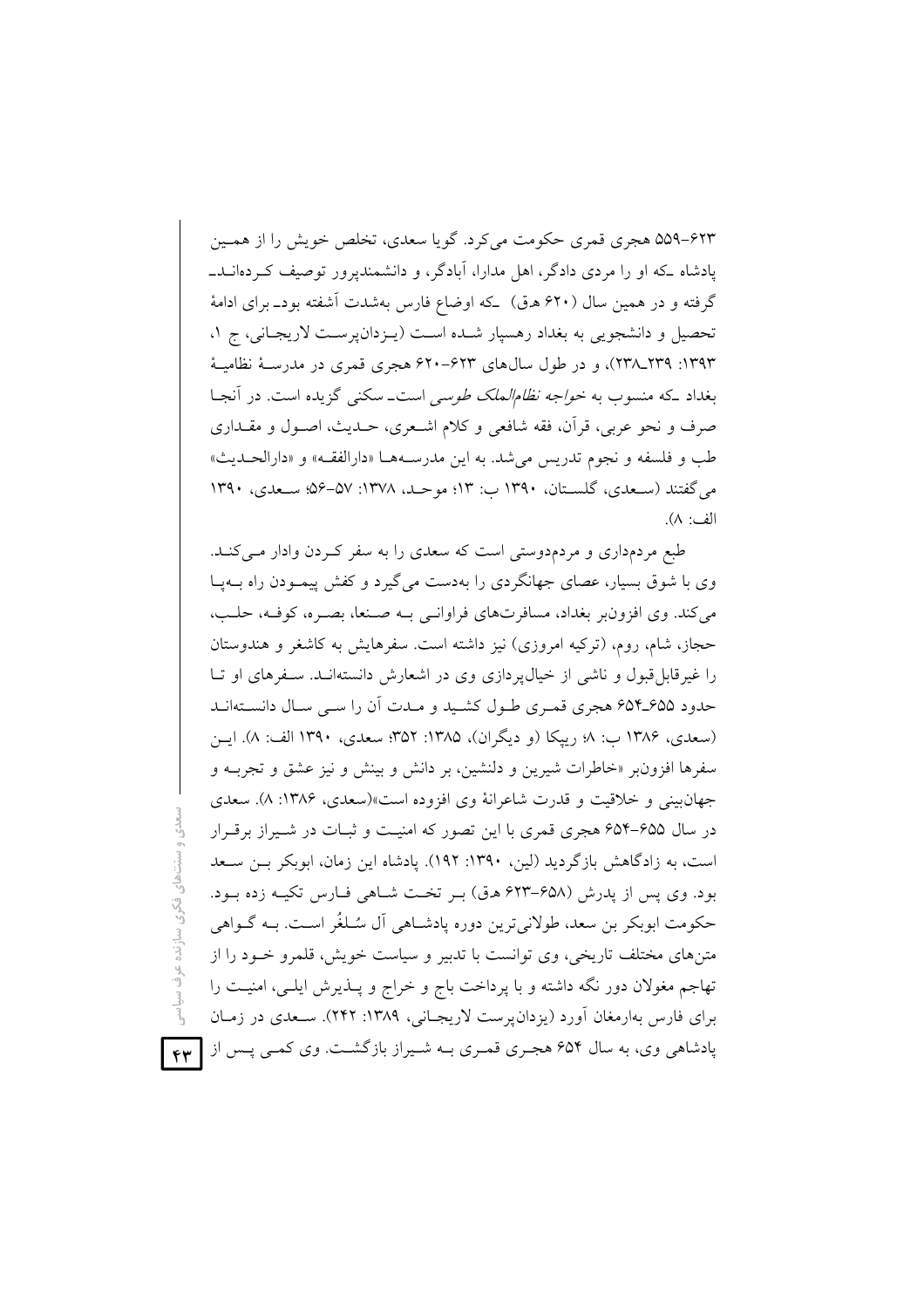۶۲۳-۵۵۹ هجری قمری حکومت می‌کرد. گویا سعدی، تخلص خویش را از همین پادشاه ـکه او را مردی دادگر، اهل مدارا، آبادگر، و دانشمندپرور توصیف کرده‌اندـ گرفته و در همین سال (۶۲۰ هـ‌ق) ـکه اوضاع فارس به‌شدت آشفته بودـ برای ادامهٔ تحصیل و دانشجویی به بغداد رهسپار شده است (یزدان‌پرست لاریجانی، ج ۱، ۱۳۹۳: ۲۳۹ـ۲۳۸)، و در طول سال‌های ۶۲۳-۶۲۰ هجری قمری در مدرسهٔ نظامیهٔ بغداد ـکه منسوب به *خواجه نظام‌الملک طوسی* استـ سکنی گزیده است. در آنجا صرف و نحو عربی، قرآن، فقه شافعی و کلام اشعری، حدیث، اصول و مقداری طب و فلسفه و نجوم تدریس می‌شد. به این مدرسه‌ها «دارالفقه» و «دارالحدیث» می‌گفتند (سعدی، گلستان، ۱۳۹۰ ب: ۱۳؛ موحد، ۱۳۷۸: ۵۷-۵۶؛ سعدی، ۱۳۹۰ الف: ۸).

طبع مردم‌داری و مردم‌دوستی است که سعدی را به سفر کردن وادار می‌کند. وی با شوق بسیار، عصای جهانگردی را به‌دست می‌گیرد و کفش پیمودن راه به‌پا می‌کند. وی افزون‌بر بغداد، مسافرت‌های فراوانی به صنعا، بصره، کوفه، حلب، حجاز، شام، روم، (ترکیه امروزی) نیز داشته است. سفرهایش به کاشغر و هندوستان را غیرقابل‌قبول و ناشی از خیال‌پردازی وی در اشعارش دانسته‌اند. سفرهای او تا حدود ۶۵۵ـ۶۵۴ هجری قمری طول کشید و مدت آن را سی سال دانسته‌اند (سعدی، ۱۳۸۶ ب: ۸؛ ریپکا (و دیگران)، ۱۳۸۵: ۳۵۲؛ سعدی، ۱۳۹۰ الف: ۸). این سفرها افزون‌بر «خاطرات شیرین و دلنشین، بر دانش و بینش و نیز عشق و تجربه و جهان‌بینی و خلاقیت و قدرت شاعرانهٔ وی افزوده است»(سعدی، ۱۳۸۶: ۸). سعدی در سال ۶۵۵-۶۵۴ هجری قمری با این تصور که امنیت و ثبات در شیراز برقرار است، به زادگاهش بازگردید (لین، ۱۳۹۰: ۱۹۲). پادشاه این زمان، ابوبکر بن سعد بود. وی پس از پدرش (۶۵۸-۶۲۳ هـ‌ق) بر تخت شاهی فارس تکیه زده بود. حکومت ابوبکر بن سعد، طولانی‌ترین دوره پادشاهی آل سُلغُر است. به گواهی متن‌های مختلف تاریخی، وی توانست با تدبیر و سیاست خویش، قلمرو خود را از تهاجم مغولان دور نگه داشته و با پرداخت باج و خراج و پذیرش ایلی، امنیت را برای فارس به‌ارمغان آورد (یزدان‌پرست لاریجانی، ۱۳۸۹: ۲۴۲). سعدی در زمان پادشاهی وی، به سال ۶۵۴ هجری قمری به شیراز بازگشت. وی کمی پس از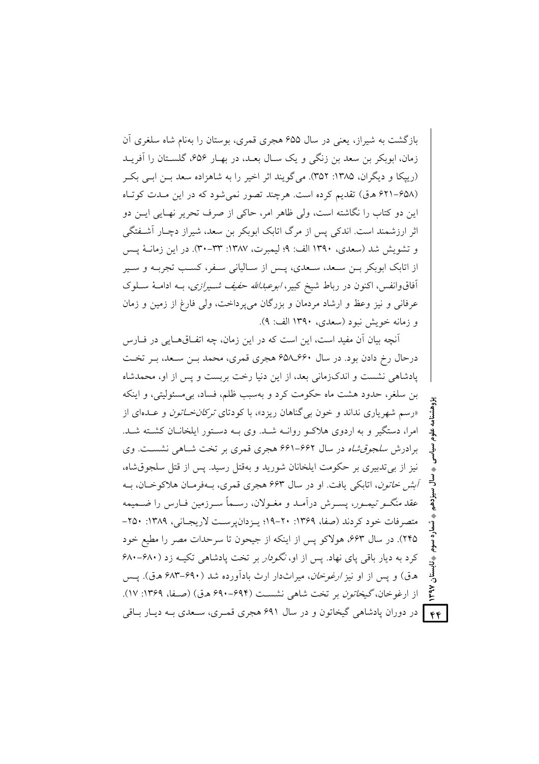بازگشت به شیراز، یعنی در سال ۶۵۵ هجری قمری، بوستان را به‌نام شاه سلغری آن زمان، ابوبکر بن سعد بن زنگی و یک سال بعد، در بهار ۶۵۶، گلستان را آفرید (ریپکا و دیگران، ۱۳۸۵: ۳۵۲). می‌گویند اثر اخیر را به شاهزاده سعد بن ابی بکر (۶۵۸-۶۲۱ هق) تقدیم کرده است. هرچند تصور نمی‌شود که در این مدت کوتاه این دو کتاب را نگاشته است، ولی ظاهر امر، حاکی از صرف تحریر نهایی این دو اثر ارزشمند است. اندکی پس از مرگ اتابک ابوبکر بن سعد، شیراز دچار آشفتگی و تشویش شد (سعدی، ۱۳۹۰ الف: ۹؛ لیمبرت، ۱۳۸۷: ۳۳-۳۰). در این زمانهٔ پس از اتابک ابوبکر بن سعد، سعدی، پس از سالیانی سفر، کسب تجربه و سیر آفاق‌وانفس، اکنون در رباط شیخ کبیر، *ابوعبدالله حفیف شیرازی*، به ادامهٔ سلوک عرفانی و نیز وعظ و ارشاد مردمان و بزرگان می‌پرداخت، ولی فارغ از زمین و زمان و زمانه خویش نبود (سعدی، ۱۳۹۰ الف: ۹).

آنچه بیان آن مفید است، این است که در این زمان، چه اتفاق‌هایی در فارس درحال رخ دادن بود. در سال ۶۶۰ـ۶۵۸ هجری قمری، محمد بن سعد، بر تخت پادشاهی نشست و اندک‌زمانی بعد، از این دنیا رخت بربست و پس از او، محمدشاه بن سلغر، حدود هشت ماه حکومت کرد و به‌سبب ظلم، فساد، بی‌مسئولیتی، و اینکه «رسم شهریاری نداند و خون بی‌گناهان ریزد»، با کودتای *ترکان‌خاتون* و عده‌ای از امرا، دستگیر و به اردوی هلاکو روانه شد. وی به دستور ایلخانان کشته شد. برادرش *سلجوق‌شاه* در سال ۶۶۲-۶۶۱ هجری قمری بر تخت شاهی نشست. وی نیز از بی‌تدبیری بر حکومت ایلخانان شورید و به‌قتل رسید. پس از قتل سلجوق‌شاه، *آبش خاتون*، اتابکی یافت. او در سال ۶۶۳ هجری قمری، به‌فرمان هلاکوخان، به عقد *منگو تیمور*، پسرش درآمد و مغولان، رسماً سرزمین فارس را ضمیمه متصرفات خود کردند (صفا، ۱۳۶۹: ۲۰-۱۹؛ یزدان‌پرست لاریجانی، ۱۳۸۹: ۲۵۰-۲۴۵). در سال ۶۶۳، هولاکو پس از اینکه از جیحون تا سرحدات مصر را مطیع خود کرد به دیار باقی پای نهاد. پس از او، *نگودار* بر تخت پادشاهی تکیه زد (۶۸۰-۶۸۰ هق) و پس از او نیز *ارغوخان*، میراث‌دار ارث بادآورده شد (۶۹۰-۶۸۳ هق). پس از ارغوخان، *گیخاتون* بر تخت شاهی نشست (۶۹۴-۶۹۰ هق) (صفا، ۱۳۶۹: ۱۷). در دوران پادشاهی گیخاتون و در سال ۶۹۱ هجری قمری، سعدی به دیار باقی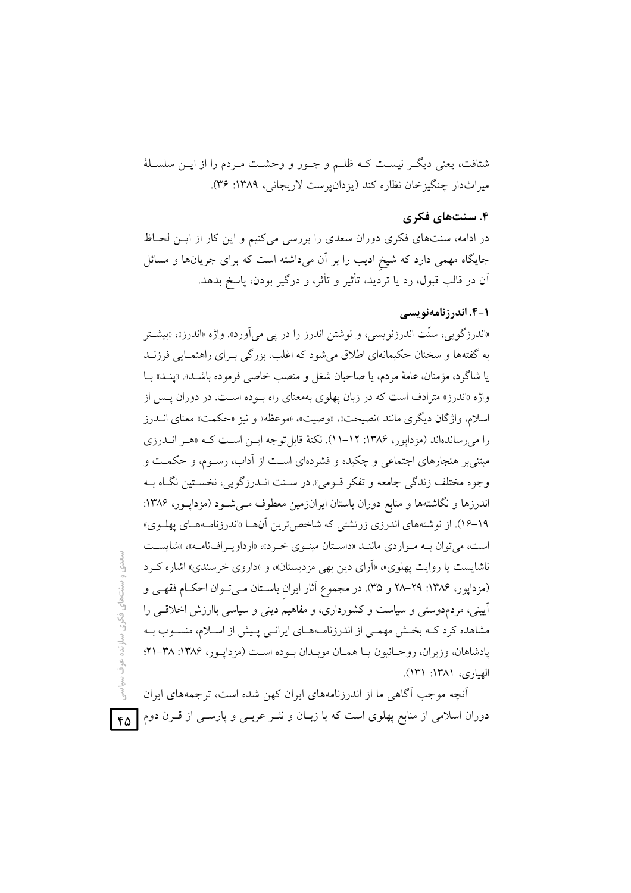شتافت، یعنی دیگـر نیسـت کـه ظلـم و جـور و وحشـت مـردم را از ایـن سلسـلهٔ میراث‌دار چنگیزخان نظاره کند (یزدان‌پرست لاریجانی، ۱۳۸۹: ۳۶).

### ۴. سنت‌های فکری

در ادامه، سنت‌های فکری دوران سعدی را بررسی می‌کنیم و این کار از ایـن لحـاظ جایگاه مهمی دارد که شیخِ ادیب را بر آن می‌داشته است که برای جریان‌ها و مسائل آن در قالب قبول، رد یا تردید، تأثیر و تأثر، و درگیر بودن، پاسخ بدهد.

#### ۱-۴. اندرزنامه‌نویسی

«اندرزگویی، سنّت اندرزنویسی، و نوشتن اندرز را در پی می‌آورد». واژه «اندرز»، «بیشـتر به گفته‌ها و سخنان حکیمانه‌ای اطلاق می‌شود که اغلب، بزرگی بـرای راهنمـایی فرزنـد یا شاگرد، مؤمنان، عامهٔ مردم، یا صاحبان شغل و منصب خاصی فرموده باشـد». «پنـد» بـا واژه «اندرز» مترادف است که در زبان پهلوی به‌معنای راه بـوده اسـت. در دوران پـس از اسلام، واژگان دیگری مانند «نصیحت»، «وصیت»، «موعظه» و نیز «حکمت» معنای انـدرز را می‌رسانده‌اند (مزداپور، ۱۳۸۶: ۱۲-۱۱). نکتهٔ قابل‌توجه ایـن اسـت کـه «هـر انـدرزی مبتنی‌بر هنجارهای اجتماعی و چکیده و فشرده‌ای اسـت از آداب، رسـوم، و حکمـت و وجوه مختلف زندگی جامعه و تفکر قـومی». در سـنت انـدرزگویی، نخسـتین نگـاه بـه اندرزها و نگاشته‌ها و منابع دوران باستان ایران‌زمین معطوف مـی‌شـود (مزداپـور، ۱۳۸۶: ۱۹-۱۶). از نوشته‌های اندرزی زرتشتی که شاخص‌ترین آن‌هـا «اندرزنامـه‌هـای پهلـوی» است، می‌توان بـه مـواردی ماننـد «داسـتان مینـوی خـرد»، «ارداویـراف‌نامـه»، «شایسـت ناشایست یا روایت پهلوی»، «آرای دین بهی مزدیسنان»، و «داروی خرسندی» اشاره کـرد (مزداپور، ۱۳۸۶: ۲۹-۲۸ و ۳۵). در مجموع آثار ایرانِ باسـتان مـی‌تـوان احکـام فقهـی و آیینی، مردم‌دوستی و سیاست و کشورداری، و مفاهیم دینی و سیاسی باارزش اخلاقـی را مشاهده کرد کـه بخـش مهمـی از اندرزنامـه‌هـای ایرانـی پـیش از اسـلام، منسـوب بـه پادشاهان، وزیران، روحـانیون یـا همـان موبـدان بـوده اسـت (مزداپـور، ۱۳۸۶: ۳۸-۲۱؛ الهیاری، ۱۳۸۱: ۱۳۱).

آنچه موجب آگاهی ما از اندرزنامه‌های ایران کهن شده است، ترجمه‌های ایران دوران اسلامی از منابع پهلوی است که با زبـان و نثـر عربـی و پارسـی از قـرن دوم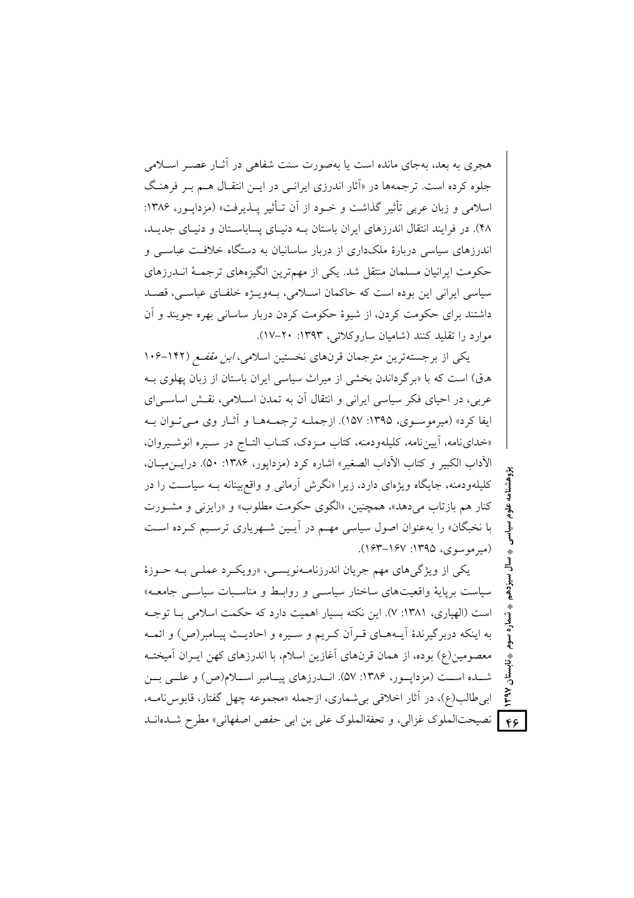هجری به بعد، به‌جای مانده است یا به‌صورت سنت شفاهی در آثار عصر اسلامی جلوه کرده است. ترجمه‌ها در «آثار اندرزی ایرانی در این انتقال هم بر فرهنگ اسلامی و زبان عربی تأثیر گذاشت و خود از آن تأثیر پذیرفت» (مزداپور، ۱۳۸۶: ۴۸). در فرایند انتقال اندرزهای ایران باستان به دنیای پساباستان و دنیای جدید، اندرزهای سیاسی دربارهٔ ملک‌داری از دربار ساسانیان به دستگاه خلافت عباسی و حکومت ایرانیان مسلمان منتقل شد. یکی از مهم‌ترین انگیزه‌های ترجمهٔ اندرزهای سیاسی ایرانی این بوده است که حاکمان اسلامی، به‌ویژه خلفای عباسی، قصد داشتند برای حکومت کردن، از شیوهٔ حکومت کردن دربار ساسانی بهره جویند و آن موارد را تقلید کنند (شامیان ساروکلائی، ۱۳۹۳: ۲۰-۱۷).

یکی از برجسته‌ترین مترجمان قرن‌های نخستین اسلامی، *ابن مقفع* (۱۴۲-۱۰۶ هق) است که با «برگرداندن بخشی از میراث سیاسی ایران باستان از زبان پهلوی به عربی، در احیای فکر سیاسی ایرانی و انتقال آن به تمدن اسلامی، نقش اساسی‌ای ایفا کرد» (میرموسوی، ۱۳۹۵: ۱۵۷). ازجمله ترجمه‌ها و آثار وی می‌توان به «خدای‌نامه، آیین‌نامه، کلیله‌ودمنه، کتاب مزدک، کتاب التاج در سیره انوشیروان، الآداب الکبیر و کتاب الآداب الصغیر» اشاره کرد (مزداپور، ۱۳۸۶: ۵۰). دراین‌میان، کلیله‌ودمنه، جایگاه ویژه‌ای دارد، زیرا «نگرش آرمانی و واقع‌بینانه به سیاست را در کنار هم بازتاب می‌دهد»، همچنین، «الگوی حکومت مطلوب» و «رایزنی و مشورت با نخبگان» را به‌عنوان اصول سیاسی مهم در آیین شهریاری ترسیم کرده است (میرموسوی، ۱۳۹۵: ۱۶۷-۱۶۳).

یکی از ویژگی‌های مهم جریان اندرزنامه‌نویسی، «رویکرد عملی به حوزهٔ سیاست برپایهٔ واقعیت‌های ساختار سیاسی و روابط و مناسبات سیاسی جامعه» است (الهیاری، ۱۳۸۱: ۷). این نکته بسیار اهمیت دارد که حکمت اسلامی با توجه به اینکه دربرگیرندهٔ آیه‌های قرآن کریم و سیره و احادیث پیامبر(ص) و ائمه معصومین(ع) بوده، از همان قرن‌های آغازین اسلام، با اندرزهای کهن ایران آمیخته شده است (مزداپور، ۱۳۸۶: ۵۷). اندرزهای پیامبر اسلام(ص) و علی بن ابی‌طالب(ع)، در آثار اخلاقی بی‌شماری، ازجمله «مجموعه چهل گفتار، قابوس‌نامه، نصیحت‌الملوک غزالی، و تحفةالملوک علی بن ابی حفص اصفهانی» مطرح شده‌اند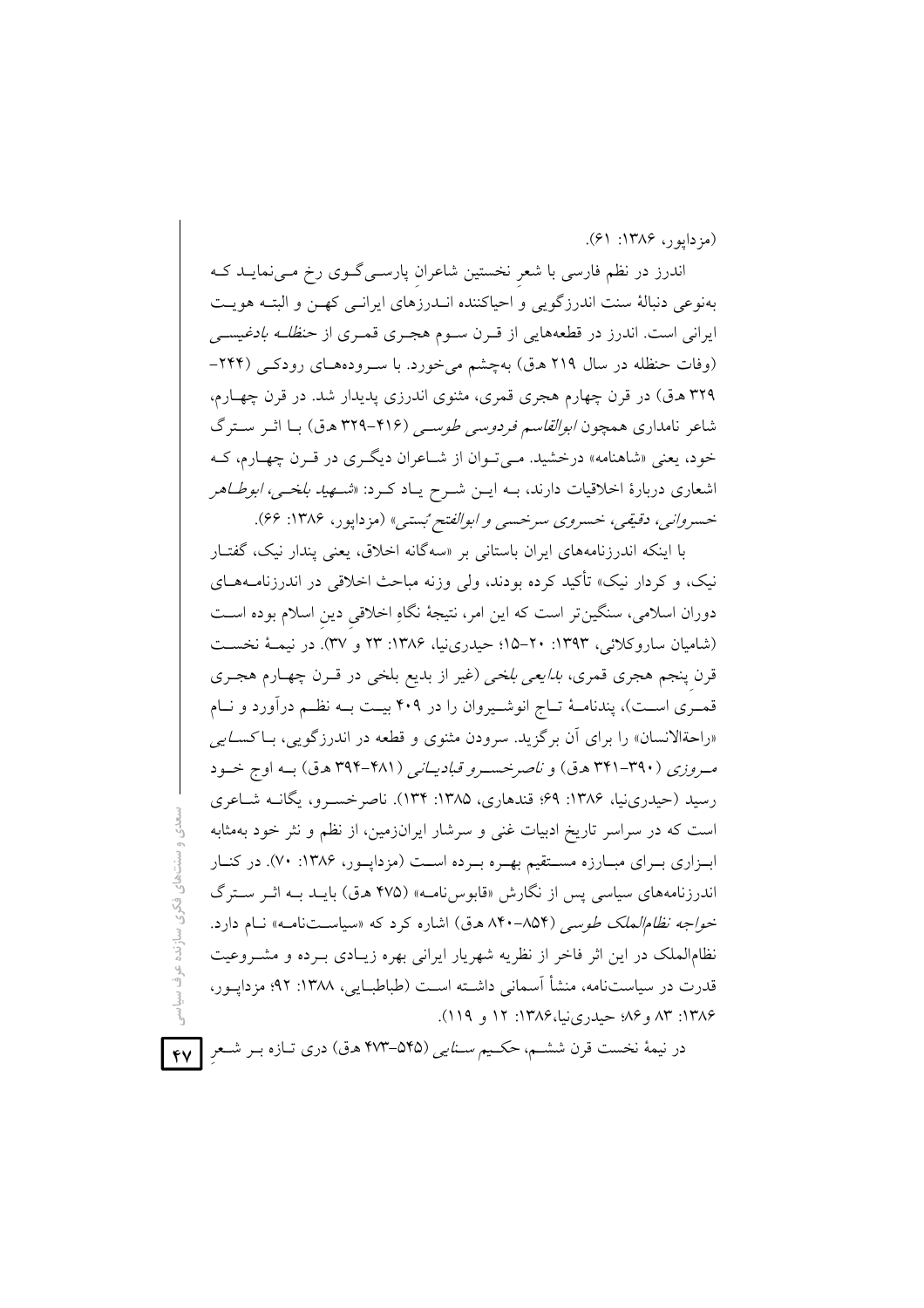(مزداپور، ۱۳۸۶: ۶۱).

اندرز در نظم فارسی با شعرِ نخستین شاعرانِ پارسی‌گوی رخ می‌نماید که به‌نوعی دنبالهٔ سنت اندرزگویی و احیاکننده اندرزهای ایرانی کهن و البته هویت ایرانی است. اندرز در قطعه‌هایی از قرن سوم هجری قمری از *حنظله بادغیسی* (وفات حنظله در سال ۲۱۹ هـ‌ق) به‌چشم می‌خورد. با سروده‌های رودکی (۲۴۴-۳۲۹ هـ‌ق) در قرن چهارم هجری قمری، مثنوی اندرزی پدیدار شد. در قرن چهارم، شاعر نامداری همچون *ابوالقاسم فردوسی طوسی* (۴۱۶-۳۲۹ هـ‌ق) با اثر سترگ خود، یعنی «شاهنامه» درخشید. می‌توان از شاعران دیگری در قرن چهارم، که اشعاری دربارهٔ اخلاقیات دارند، به این شرح یاد کرد: «*شهید بلخی، ابوطاهر خسروانی، دقیقی، خسروی سرخسی و ابوالفتح بُستی*» (مزداپور، ۱۳۸۶: ۶۶).

با اینکه اندرزنامه‌های ایران باستانی بر «سه‌گانه اخلاق، یعنی پندار نیک، گفتار نیک، و کردار نیک» تأکید کرده بودند، ولی وزنه مباحث اخلاقی در اندرزنامه‌های دوران اسلامی، سنگین‌تر است که این امر، نتیجهٔ نگاهِ اخلاقیِ دینِ اسلام بوده است (شامیان ساروکلائی، ۱۳۹۳: ۲۰-۱۵؛ حیدری‌نیا، ۱۳۸۶: ۲۳ و ۳۷). در نیمهٔ نخست قرن پنجم هجری قمری، *بدایعی بلخی* (غیر از بدیع بلخی در قرن چهارم هجری قمری است)، پندنامهٔ تاج انوشیروان را در ۴۰۹ بیت به نظم درآورد و نام «راحةالانسان» را برای آن برگزید. سرودن مثنوی و قطعه در اندرزگویی، با *کسایی مروزی* (۳۹۰-۳۴۱ هـ‌ق) و *ناصرخسرو قبادیانی* (۴۸۱-۳۹۴ هـ‌ق) به اوج خود رسید (حیدری‌نیا، ۱۳۸۶: ۶۹؛ قندهاری، ۱۳۸۵: ۱۳۴). ناصرخسرو، یگانه شاعری است که در سراسر تاریخ ادبیات غنی و سرشار ایرانزمین، از نظم و نثر خود به‌مثابه ابزاری برای مبارزه مستقیم بهره برده است (مزداپور، ۱۳۸۶: ۷۰). در کنار اندرزنامه‌های سیاسی پس از نگارش «قابوس‌نامه» (۴۷۵ هـ‌ق) باید به اثر سترگ *خواجه نظام‌الملک طوسی* (۸۵۴-۸۴۰ هـ‌ق) اشاره کرد که «سیاست‌نامه» نام دارد. نظام‌الملک در این اثر فاخر از نظریه شهریار ایرانی بهره زیادی برده و مشروعیت قدرت در سیاست‌نامه، منشأ آسمانی داشته است (طباطبایی، ۱۳۸۸: ۹۲؛ مزداپور، ۱۳۸۶: ۸۳ و ۸۶؛ حیدری‌نیا، ۱۳۸۶: ۱۲ و ۱۱۹).

در نیمهٔ نخست قرن ششم، حکیم *سنایی* (۵۴۵-۴۷۳ هـ‌ق) دری تازه بر شعرِ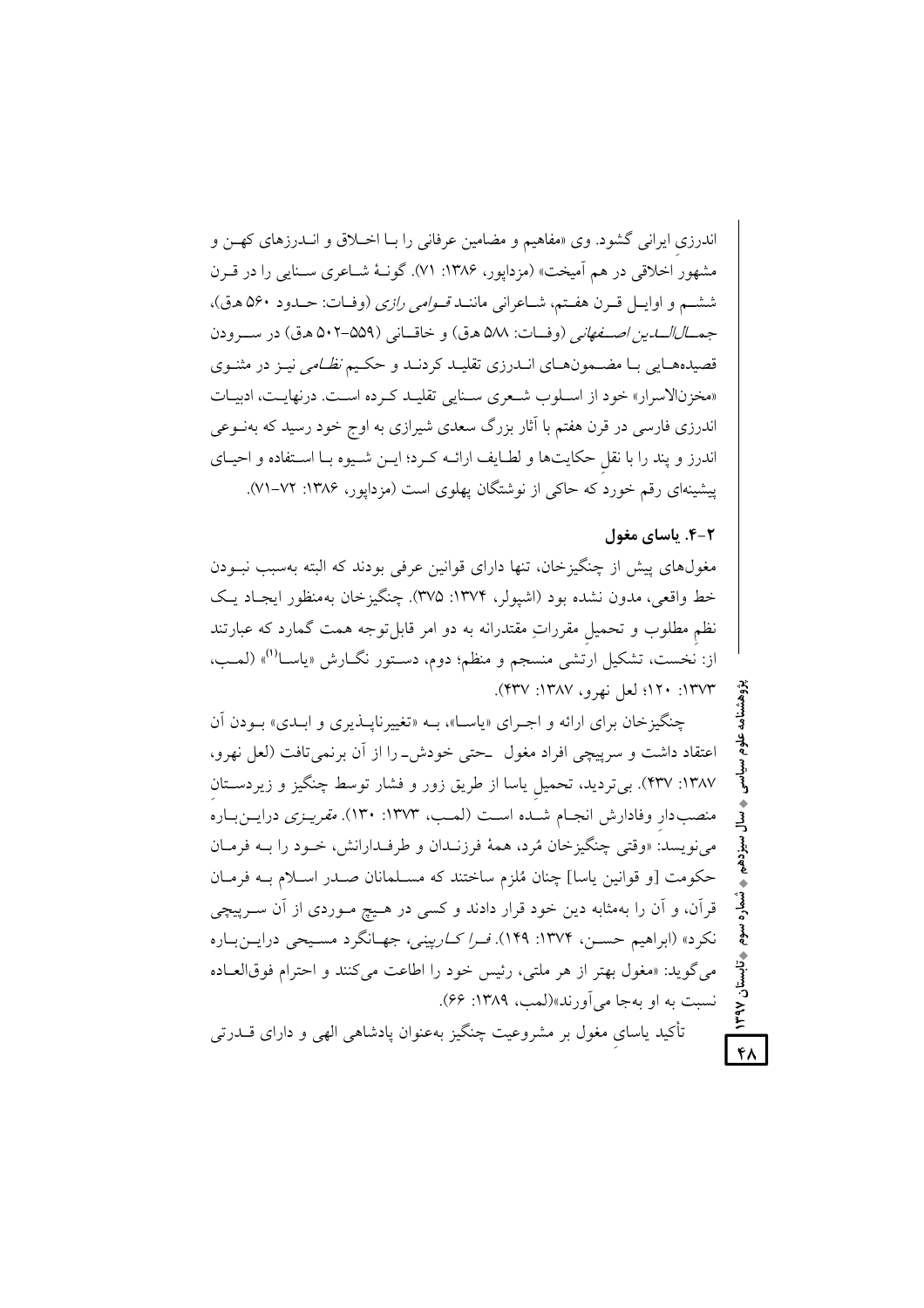اندرزیِ ایرانی گشود. وی «مفاهیم و مضامین عرفانی را بـا اخـلاق و انـدرزهای کهـن و مشهور اخلاقی در هم آمیخت» (مزداپور، ۱۳۸۶: ۷۱). گونـهٔ شـاعری سـنایی را در قـرن ششـم و اوایـل قـرن هفـتم، شـاعرانی ماننـد *قـوامی رازی* (وفـات: حـدود ۵۶۰ هـق)، *جمـال‌الـدین اصـفهانی* (وفـات: ۵۸۸ هـق) و خاقـانی (۵۵۹–۵۰۲ هـق) در سـرودن قصیده‌هـایی بـا مضـمون‌هـای انـدرزی تقلیـد کردنـد و حکـیم *نظـامی* نیـز در مثنـوی «مخزن‌الاسرار» خود از اسـلوب شـعری سـنایی تقلیـد کـرده اسـت. درنهایـت، ادبیـات اندرزی فارسی در قرن هفتم با آثار بزرگ سعدی شیرازی به اوج خود رسید که به‌نـوعی اندرز و پند را با نقلِ حکایت‌ها و لطـایف ارائـه کـرد؛ ایـن شـیوه بـا اسـتفاده و احیـای پیشینه‌ای رقم خورد که حاکی از نوشتگان پهلوی است (مزداپور، ۱۳۸۶: ۷۲–۷۱).

### ۲-۴. یاسای مغول

مغول‌های پیش از چنگیزخان، تنها دارای قوانین عرفی بودند که البته به‌سبب نبـودن خط واقعی، مدون نشده بود (اشپولر، ۱۳۷۴: ۳۷۵). چنگیزخان به‌منظور ایجـاد یـک نظمِ مطلوب و تحمیلِ مقرراتِ مقتدرانه به دو امر قابل‌توجه همت گمارد که عبارتند از: نخست، تشکیل ارتشی منسجم و منظم؛ دوم، دسـتور نگـارش «یاسـا[1]» (لمـب، ۱۳۷۳: ۱۲۰؛ لعل نهرو، ۱۳۸۷: ۴۳۷).

چنگیزخان برای ارائه و اجـرای «یاسـا»، بـه «تغییرناپـذیری و ابـدی» بـودن آن اعتقاد داشت و سرپیچی افراد مغول -حتی خودش- را از آن برنمی‌تافت (لعل نهرو، ۱۳۸۷: ۴۳۷). بی‌تردید، تحمیلِ یاسا از طریق زور و فشار توسط چنگیز و زیردسـتانِ منصب‌دارِ وفادارش انجـام شـده اسـت (لمـب، ۱۳۷۳: ۱۳۰). *مقریـزی* درایـن‌بـاره می‌نویسد: «وقتی چنگیزخان مُرد، همهٔ فرزنـدان و طرفـدارانش، خـود را بـه فرمـان حکومت [و قوانین یاسا] چنان مُلزم ساختند که مسـلمانان صـدر اسـلام بـه فرمـان قرآن، و آن را به‌مثابه دین خود قرار دادند و کسی در هـیچ مـوردی از آن سـرپیچی نکرد» (ابراهیم حسـن، ۱۳۷۴: ۱۴۹). *فـرا کـارپینی*، جهـانگرد مسـیحی درایـن‌بـاره می‌گوید: «مغول بهتر از هر ملتی، رئیس خود را اطاعت می‌کنند و احترام فوق‌العـاده نسبت به او به‌جا می‌آورند»(لمب، ۱۳۸۹: ۶۶).

تأکید یاسایِ مغول بر مشروعیت چنگیز به‌عنوان پادشاهی الهی و دارای قـدرتی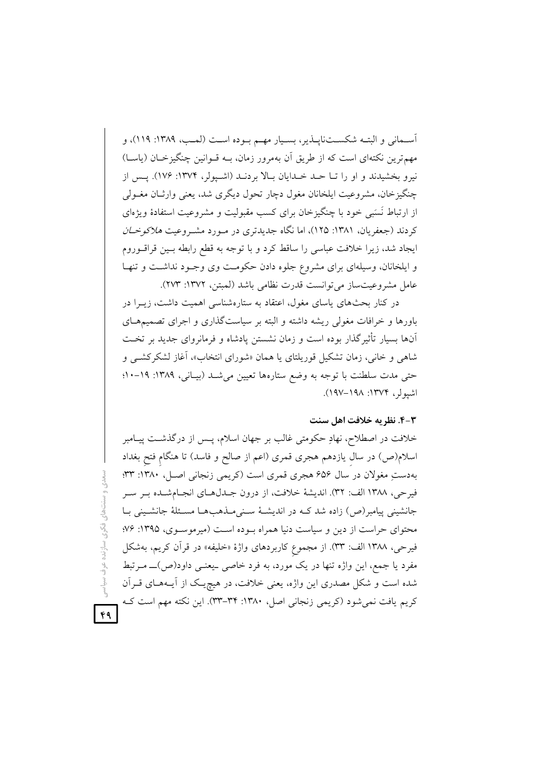آسمانی و البته شکست‌ناپذیر، بسیار مهم بوده است (لمب، ۱۳۸۹: ۱۱۹)، و مهم‌ترین نکته‌ای است که از طریق آن به‌مرور زمان، به قوانین چنگیزخان (یاسا) نیرو بخشیدند و او را تا حد خدایان بالا بردند (اشپولر، ۱۳۷۴: ۱۷۶). پس از چنگیزخان، مشروعیت ایلخانان مغول دچار تحول دیگری شد، یعنی وارثان مغولی از ارتباط نَسَبی خود با چنگیزخان برای کسب مقبولیت و مشروعیت استفادهٔ ویژه‌ای کردند (جعفریان، ۱۳۸۱: ۱۲۵)، اما نگاه جدیدتری در مورد مشروعیت *هلاکوخان* ایجاد شد، زیرا خلافت عباسی را ساقط کرد و با توجه به قطع رابطه بین قراقوروم و ایلخانان، وسیله‌ای برای مشروع جلوه دادن حکومت وی وجود نداشت و تنها عامل مشروعیت‌ساز می‌توانست قدرت نظامی باشد (لمبتن، ۱۳۷۲: ۲۷۳).

در کنار بحث‌های یاسای مغول، اعتقاد به ستاره‌شناسی اهمیت داشت، زیرا در باورها و خرافات مغولی ریشه داشته و البته بر سیاست‌گذاری و اجرای تصمیم‌های آن‌ها بسیار تأثیرگذار بوده است و زمان نشستن پادشاه و فرمانروای جدید بر تخت شاهی و خانی، زمان تشکیل قوریلتای یا همان «شورای انتخاب»، آغاز لشکرکشی و حتی مدت سلطنت با توجه به وضع ستاره‌ها تعیین می‌شد (بیانی، ۱۳۸۹: ۱۹-۱۰؛ اشپولر، ۱۳۷۴: ۱۹۸-۱۹۷).

### ۳-۴. نظریه خلافت اهل سنت

خلافت در اصطلاح، نهادِ حکومتی غالب بر جهان اسلام، پس از درگذشت پیامبر اسلام(ص) در سال یازدهم هجری قمری (اعم از صالح و فاسد) تا هنگام فتح بغداد به‌دستِ مغولان در سال ۶۵۶ هجری قمری است (کریمی زنجانی اصل، ۱۳۸۰: ۳۳؛ فیرحی، ۱۳۸۸ الف: ۳۲). اندیشهٔ خلافت، از درون جدل‌های انجام‌شده بر سر جانشینی پیامبر(ص) زاده شد که در اندیشهٔ سنی‌مذهب‌ها مسئلهٔ جانشینی با محتوای حراست از دین و سیاست دنیا همراه بوده است (میرموسوی، ۱۳۹۵: ۷۶؛ فیرحی، ۱۳۸۸ الف: ۳۳). از مجموعِ کاربردهای واژهٔ «خلیفه» در قرآن کریم، به‌شکل مفرد یا جمع، این واژه تنها در یک مورد، به فرد خاصی -یعنی داود(ص)- مرتبط شده است و شکل مصدری این واژه، یعنی خلافت، در هیچ‌یک از آیه‌های قرآن کریم یافت نمی‌شود (کریمی زنجانی اصل، ۱۳۸۰: ۳۴-۳۳). این نکته مهم است که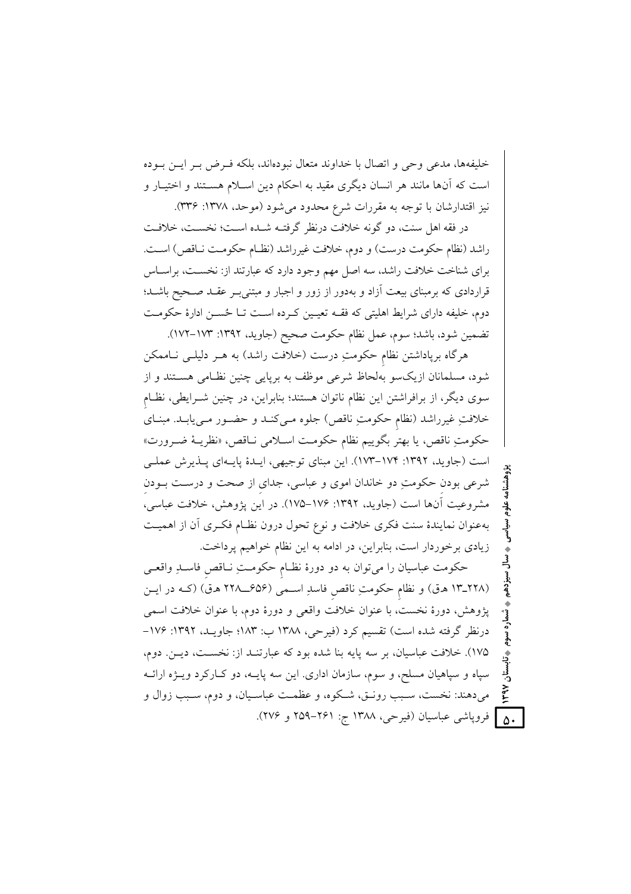خلیفه‌ها، مدعی وحی و اتصال با خداوند متعال نبوده‌اند، بلکه فـرض بـر ایـن بـوده است که آن‌ها مانند هر انسان دیگری مقید به احکام دین اسـلام هسـتند و اختیـار و نیز اقتدارشان با توجه به مقررات شرع محدود می‌شود (موحد، ۱۳۷۸: ۳۳۶).

در فقه اهل سنت، دو گونه خلافت درنظر گرفتـه شـده اسـت؛ نخسـت، خلافـت راشد (نظام حکومت درست) و دوم، خلافت غیرراشد (نظـام حکومـت نـاقص) اسـت. برای شناخت خلافت راشد، سه اصل مهم وجود دارد که عبارتند از: نخسـت، براسـاس قراردادی که برمبنای بیعت آزاد و به‌دور از زور و اجبار و مبتنی‌بـر عقـد صـحیح باشـد؛ دوم، خلیفه دارای شرایط اهلیتی که فقـه تعیـین کـرده اسـت تـا حُسـن ادارهٔ حکومـت تضمین شود، باشد؛ سوم، عمل نظام حکومت صحیح (جاوید، ۱۳۹۲: ۱۷۳-۱۷۲).

هرگاه برپاداشتن نظامِ حکومتِ درست (خلافت راشد) به هـر دلیلـی نـاممکن شود، مسلمانان ازیک‌سو به‌لحاظ شرعی موظف به برپایی چنین نظـامی هسـتند و از سوی دیگر، از برافراشتن این نظام ناتوان هستند؛ بنابراین، در چنین شـرایطی، نظـامِ خلافتِ غیرراشد (نظامِ حکومتِ ناقص) جلوه مـی‌کنـد و حضـور مـی‌یابـد. مبنـای حکومتِ ناقص، یا بهتر بگوییم نظام حکومـت اسـلامی نـاقص، «نظریـهٔ ضـرورت» است (جاوید، ۱۳۹۲: ۱۷۴-۱۷۳). این مبنای توجیهی، ایـدهٔ پایـه‌ای پـذیرش عملـی شرعی بودنِ حکومتِ دو خاندان اموی و عباسی، جدای از صحت و درسـت بـودنِ مشروعیت آن‌ها است (جاوید، ۱۳۹۲: ۱۷۶-۱۷۵). در این پژوهش، خلافت عباسی، به‌عنوان نمایندهٔ سنت فکری خلافت و نوع تحول درون نظـام فکـری آن از اهمیـت زیادی برخوردار است، بنابراین، در ادامه به این نظام خواهیم پرداخت.

حکومت عباسیان را می‌توان به دو دورهٔ نظـامِ حکومـتِ نـاقصِ فاسـدِ واقعـی (۲۲۸-۱۳ هـق) و نظام حکومتِ ناقصِ فاسدِ اسـمی (۶۵۶-۲۲۸ هـق) (کـه در ایـن پژوهش، دورهٔ نخست، با عنوان خلافت واقعی و دورهٔ دوم، با عنوان خلافت اسمی درنظر گرفته شده است) تقسیم کرد (فیرحی، ۱۳۸۸ ب: ۱۸۳؛ جاویـد، ۱۳۹۲: ۱۷۶-۱۷۵). خلافت عباسیان، بر سه پایه بنا شده بود که عبارتنـد از: نخسـت، دیـن. دوم، سپاه و سپاهیان مسلح، و سوم، سازمان اداری. این سه پایـه، دو کـارکرد ویـژه ارائـه می‌دهند: نخست، سـبب رونـق، شـکوه، و عظمـت عباسـیان، و دوم، سـبب زوال و فروپاشی عباسیان (فیرحی، ۱۳۸۸ ج: ۲۶۱-۲۵۹ و ۲۷۶).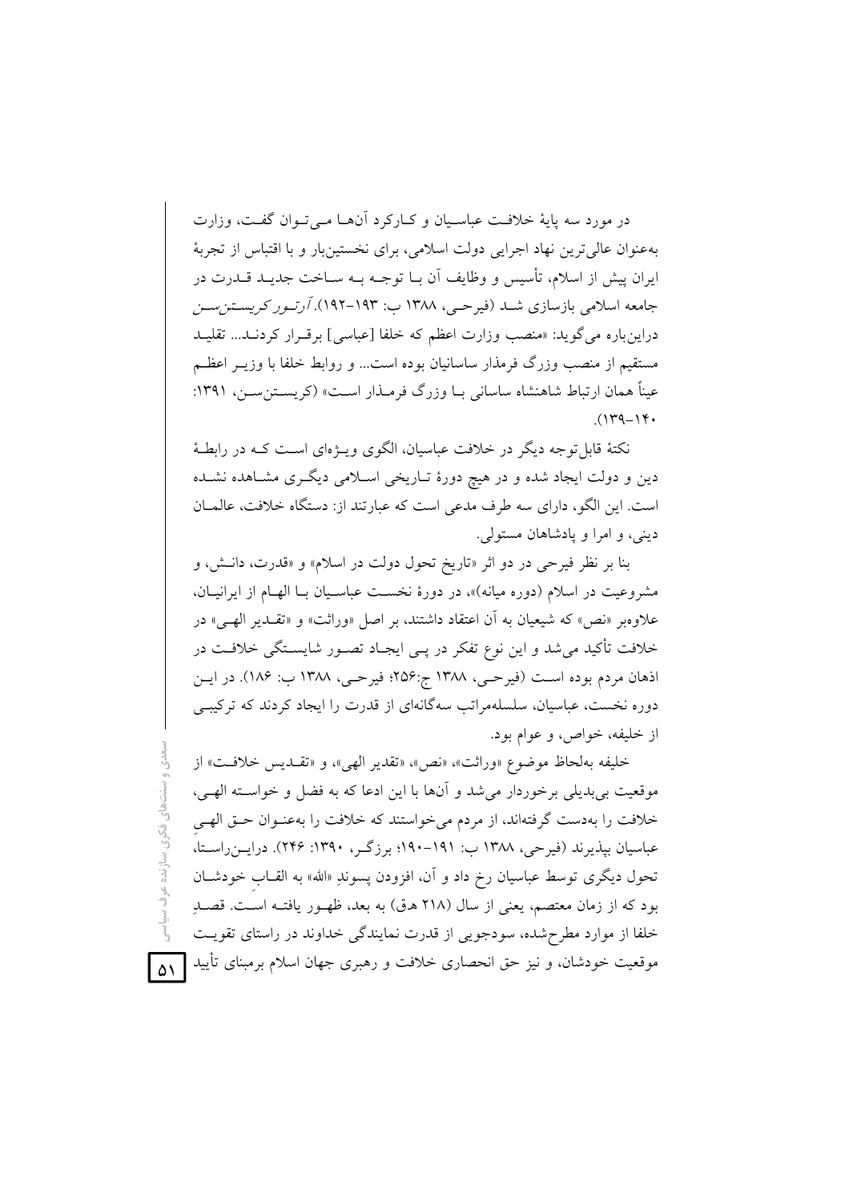در مورد سه پایهٔ خلافت عباسیان و کارکرد آن‌ها می‌توان گفت، وزارت به‌عنوان عالی‌ترین نهاد اجرایی دولت اسلامی، برای نخستین‌بار و با اقتباس از تجربهٔ ایران پیش از اسلام، تأسیس و وظایف آن با توجه به ساخت جدید قدرت در جامعه اسلامی بازسازی شد (فیرحی، ۱۳۸۸ ب: ۱۹۳-۱۹۲). *آرتور کریستن‌سن* دراین‌باره می‌گوید: «منصب وزارت اعظم که خلفا [عباسی] برقرار کردند... تقلید مستقیم از منصب وزرگ فرمذار ساسانیان بوده است... و روابط خلفا با وزیر اعظم عیناً همان ارتباط شاهنشاه ساسانی با وزرگ فرمذار است» (کریستن‌سن، ۱۳۹۱: ۱۴۰-۱۳۹).

نکتهٔ قابل‌توجه دیگر در خلافت عباسیان، الگوی ویژه‌ای است که در رابطهٔ دین و دولت ایجاد شده و در هیچ دورهٔ تاریخی اسلامی دیگری مشاهده نشده است. این الگو، دارای سه طرف مدعی است که عبارتند از: دستگاه خلافت، عالمان دینی، و امرا و پادشاهان مستولی.

بنا بر نظر فیرحی در دو اثر «تاریخ تحول دولت در اسلام» و «قدرت، دانش، و مشروعیت در اسلام (دوره میانه)»، در دورهٔ نخست عباسیان با الهام از ایرانیان، علاوه‌بر «نص» که شیعیان به آن اعتقاد داشتند، بر اصل «وراثت» و «تقدیر الهی» در خلافت تأکید می‌شد و این نوع تفکر در پی ایجاد تصور شایستگی خلافت در اذهان مردم بوده است (فیرحی، ۱۳۸۸ ج:۲۵۶؛ فیرحی، ۱۳۸۸ ب: ۱۸۶). در این دوره نخست، عباسیان، سلسله‌مراتب سه‌گانه‌ای از قدرت را ایجاد کردند که ترکیبی از خلیفه، خواص، و عوام بود.

خلیفه به‌لحاظ موضوع «وراثت»، «نص»، «تقدیر الهی»، و «تقدیس خلافت» از موقعیت بی‌بدیلی برخوردار می‌شد و آن‌ها با این ادعا که به فضل و خواسته الهی، خلافت را به‌دست گرفته‌اند، از مردم می‌خواستند که خلافت را به‌عنوان حق الهیِ عباسیان بپذیرند (فیرحی، ۱۳۸۸ ب: ۱۹۱-۱۹۰؛ برزگر، ۱۳۹۰: ۲۴۶). دراین‌راستا، تحول دیگری توسط عباسیان رخ داد و آن، افزودن پسوندِ «الله» به القابِ خودشان بود که از زمان معتصم، یعنی از سال (۲۱۸ هق) به بعد، ظهور یافته است. قصدِ خلفا از موارد مطرح‌شده، سودجویی از قدرت نمایندگی خداوند در راستای تقویت موقعیت خودشان، و نیز حق انحصاری خلافت و رهبری جهان اسلام برمبنای تأیید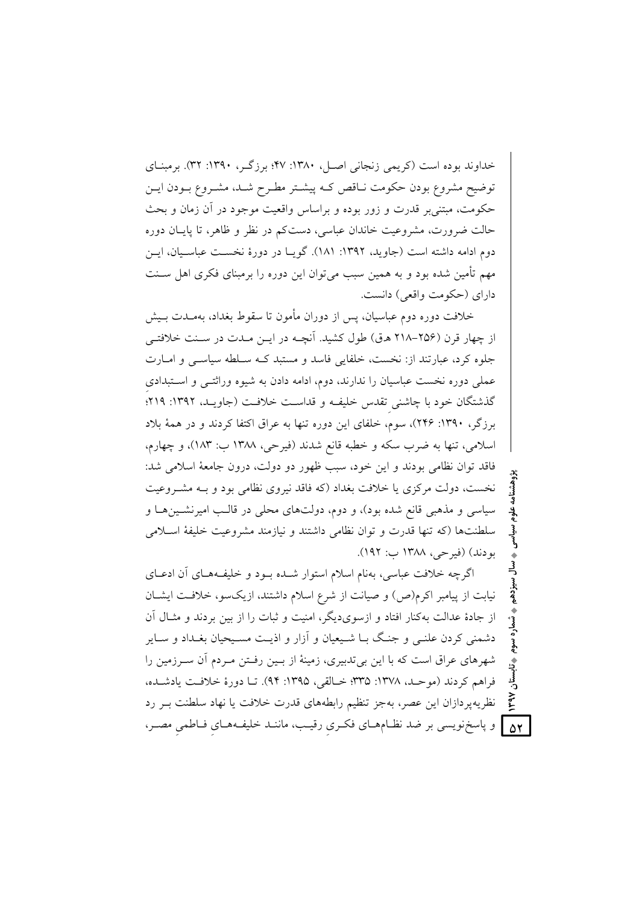خداوند بوده است (کریمی زنجانی اصل، ۱۳۸۰: ۴۷؛ برزگر، ۱۳۹۰: ۳۲). برمبنای توضیح مشروع بودن حکومت ناقص که پیشتر مطرح شد، مشروع بودن این حکومت، مبتنی‌بر قدرت و زور بوده و براساس واقعیت موجود در آن زمان و بحث حالت ضرورت، مشروعیت خاندان عباسی، دست‌کم در نظر و ظاهر، تا پایان دوره دوم ادامه داشته است (جاوید، ۱۳۹۲: ۱۸۱). گویا در دورهٔ نخست عباسیان، این مهم تأمین شده بود و به همین سبب می‌توان این دوره را برمبنای فکری اهل سنت دارای (حکومت واقعی) دانست.

خلافت دوره دوم عباسیان، پس از دوران مأمون تا سقوط بغداد، به‌مدت بیش از چهار قرن (۲۵۶–۲۱۸ هـ.ق) طول کشید. آنچه در این مدت در سنت خلافتی جلوه کرد، عبارتند از: نخست، خلفایی فاسد و مستبد که سلطه سیاسی و امارت عملی دوره نخست عباسیان را ندارند، دوم، ادامه دادن به شیوه وراثتی و استبدادیِ گذشتگان خود با چاشنیِ تقدس خلیفه و قداست خلافت (جاوید، ۱۳۹۲: ۲۱۹؛ برزگر، ۱۳۹۰: ۲۴۶)، سوم، خلفای این دوره تنها به عراق اکتفا کردند و در همهٔ بلاد اسلامی، تنها به ضرب سکه و خطبه قانع شدند (فیرحی، ۱۳۸۸ ب: ۱۸۳)، و چهارم، فاقد توان نظامی بودند و این خود، سبب ظهور دو دولت، درون جامعهٔ اسلامی شد: نخست، دولت مرکزی یا خلافت بغداد (که فاقد نیروی نظامی بود و به مشروعیت سیاسی و مذهبی قانع شده بود)، و دوم، دولت‌های محلی در قالب امیرنشین‌ها و سلطنت‌ها (که تنها قدرت و توان نظامی داشتند و نیازمند مشروعیت خلیفهٔ اسلامی بودند) (فیرحی، ۱۳۸۸ ب: ۱۹۲).

اگرچه خلافت عباسی، به‌نام اسلام استوار شده بود و خلیفه‌های آن ادعای نیابت از پیامبر اکرم(ص) و صیانت از شرع اسلام داشتند، ازیک‌سو، خلافت ایشان از جادهٔ عدالت به‌کنار افتاد و ازسوی‌دیگر، امنیت و ثبات را از بین بردند و مثال آن دشمنی کردن علنی و جنگ با شیعیان و آزار و اذیت مسیحیان بغداد و سایر شهرهای عراق است که با این بی‌تدبیری، زمینهٔ از بین رفتن مردم آن سرزمین را فراهم کردند (موحد، ۱۳۷۸: ۳۳۵؛ خالقی، ۱۳۹۵: ۹۴). تا دورهٔ خلافت یادشده، نظریه‌پردازان این عصر، به‌جز تنظیم رابطه‌های قدرت خلافت یا نهاد سلطنت بر رد و پاسخ‌نویسی بر ضد نظام‌های فکریِ رقیب، مانند خلیفه‌هایِ فاطمیِ مصر،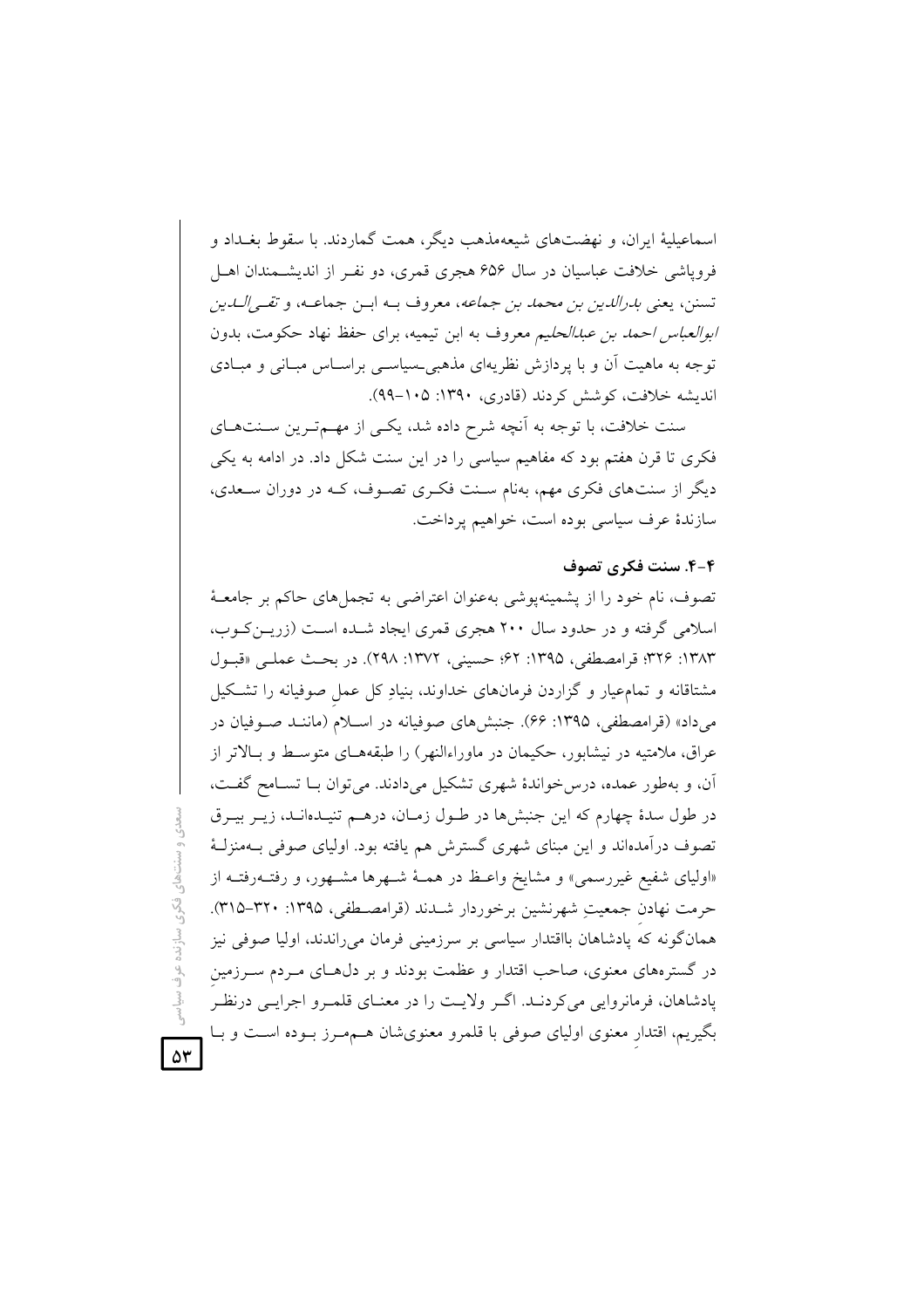اسماعیلیهٔ ایران، و نهضت‌های شیعه‌مذهب دیگر، همت گماردند. با سقوط بغداد و فروپاشی خلافت عباسیان در سال ۶۵۶ هجری قمری، دو نفر از اندیشمندان اهل تسنن، یعنی *بدرالدین بن محمد بن جماعه*، معروف به ابن جماعه، و *تقی‌الدین ابوالعباس احمد بن عبدالحلیم* معروف به ابن تیمیه، برای حفظ نهاد حکومت، بدون توجه به ماهیت آن و با پردازش نظریه‌ای مذهبی‌ـسیاسی براساس مبانی و مبادی اندیشه خلافت، کوشش کردند (قادری، ۱۳۹۰: ۱۰۵–۹۹).

سنت خلافت، با توجه به آنچه شرح داده شد، یکی از مهم‌ترین سنت‌های فکری تا قرن هفتم بود که مفاهیم سیاسی را در این سنت شکل داد. در ادامه به یکی دیگر از سنت‌های فکری مهم، به‌نام سنت فکری تصوف، که در دوران سعدی، سازندهٔ عرف سیاسی بوده است، خواهیم پرداخت.

### ۴-۴. سنت فکری تصوف

تصوف، نام خود را از پشمینه‌پوشی به‌عنوان اعتراضی به تجمل‌های حاکم بر جامعهٔ اسلامی گرفته و در حدود سال ۲۰۰ هجری قمری ایجاد شده است (زرین‌کوب، ۱۳۸۳: ۳۲۶؛ قرامصطفی، ۱۳۹۵: ۶۲؛ حسینی، ۱۳۷۲: ۲۹۸). در بحث عملی «قبول مشتاقانه و تمام‌عیار و گزاردن فرمان‌های خداوند، بنیادِ کل عملِ صوفیانه را تشکیل می‌داد» (قرامصطفی، ۱۳۹۵: ۶۶). جنبش‌های صوفیانه در اسلام (مانند صوفیان در عراق، ملامتیه در نیشابور، حکیمان در ماوراءالنهر) را طبقه‌های متوسط و بالاتر از آن، و به‌طور عمده، درس‌خواندهٔ شهری تشکیل می‌دادند. می‌توان با تسامح گفت، در طول سدهٔ چهارم که این جنبش‌ها در طول زمان، درهم تنیده‌اند، زیر بیرق تصوف درآمده‌اند و این مبنای شهری گسترش هم یافته بود. اولیای صوفی به‌منزلهٔ «اولیای شفیع غیررسمی» و مشایخ واعظ در همهٔ شهرها مشهور، و رفته‌رفته از حرمت نهادنِ جمعیتِ شهرنشین برخوردار شدند (قرامصطفی، ۱۳۹۵: ۳۲۰–۳۱۵). همان‌گونه که پادشاهان بااقتدار سیاسی بر سرزمینی فرمان می‌راندند، اولیا صوفی نیز در گستره‌های معنوی، صاحب اقتدار و عظمت بودند و بر دل‌های مردم سرزمینِ پادشاهان، فرمانروایی می‌کردند. اگر ولایت را در معنای قلمرو اجرایی درنظر بگیریم، اقتدارِ معنوی اولیای صوفی با قلمرو معنوی‌شان هم‌مرز بوده است و با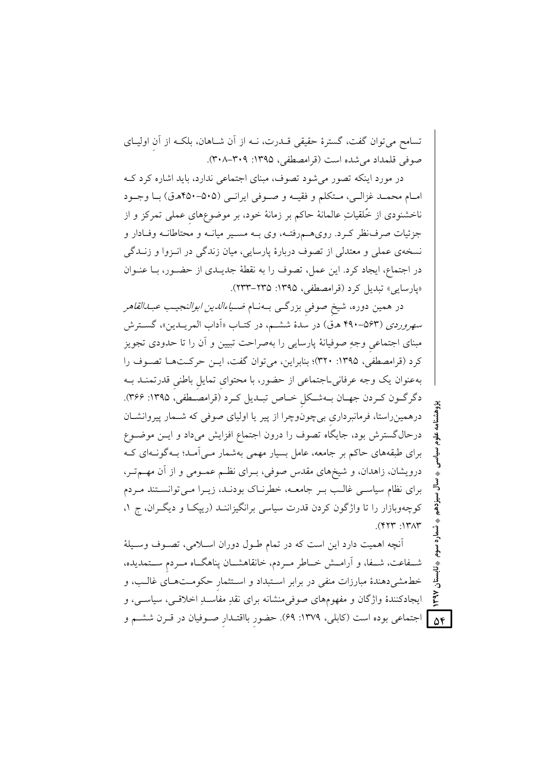تسامح می‌توان گفت، گسترهٔ حقیقی قـدرت، نـه از آن شـاهان، بلکـه از آنِ اولیـای صوفی قلمداد می‌شده است (قرامصطفی، ۱۳۹۵: ۳۰۹-۳۰۸).

در مورد اینکه تصور می‌شود تصوف، مبنای اجتماعی ندارد، باید اشاره کرد کـه امـام محمـد غزالـی، مـتکلم و فقیـه و صـوفی ایرانـی (۵۰۵-۴۵۰هـق) بـا وجـود ناخشنودی از خُلقیاتِ عالمانهٔ حاکم بر زمانهٔ خود، بر موضوع‌های عملی تمرکز و از جزئیات صرف‌نظر کـرد. روی‌هـم‌رفتـه، وی بـه مسـیر میانـه و محتاطانـه وفـادار و نسخه‌ی عملی و معتدلی از تصوف دربارهٔ پارسایی، میان زندگی در انـزوا و زنـدگی در اجتماع، ایجاد کرد. این عمل، تصوف را به نقطهٔ جدیـدی از حضـور، بـا عنـوان «پارسایی» تبدیل کرد (قرامصطفی، ۱۳۹۵: ۲۳۵-۲۳۳).

در همین دوره، شیخ صوفیِ بزرگـی بـه‌نـام *ضـیاءالدین ابوالنجیـب عبـدالقاهر سهروردی* (۵۶۳-۴۹۰ هـق) در سدهٔ ششـم، در کتـاب «آداب المریـدین»، گسـترش مبنای اجتماعیِ وجهِ صوفیانهٔ پارسایی را به‌صراحت تبیین و آن را تا حدودی تجویز کرد (قرامصطفی، ۱۳۹۵: ۳۲۰)؛ بنابراین، می‌توان گفت، ایـن حرکـت‌هـا تصـوف را به‌عنوان یک وجه عرفانی-اجتماعی از حضور، با محتوای تمایلِ باطنیِ قدرتمنـد بـه دگرگـون کـردن جهـان بـه‌شـکلِ خـاص تبـدیل کـرد (قرامصـطفی، ۱۳۹۵: ۳۶۶). درهمین‌راستا، فرمانبرداریِ بی‌چون‌وچرا از پیر یا اولیای صوفی که شـمار پیروانشـان درحال‌گسترش بود، جایگاه تصوف را درون اجتماع افزایش می‌داد و ایـن موضـوع برای طبقه‌های حاکم بر جامعه، عامل بسیار مهمی به‌شمار مـی‌آمـد؛ بـه‌گونـه‌ای کـه درویشان، زاهدان، و شیخ‌های مقدس صوفی، بـرای نظـم عمـومی و از آن مهـم‌تـر، برای نظام سیاسـی غالـب بـر جامعـه، خطرنـاک بودنـد، زیـرا مـی‌توانسـتند مـردم کوچه‌وبازار را تا واژگون کردن قدرت سیاسی برانگیزاننـد (ریپکـا و دیگـران، ج ۱، ۱۳۸۳: ۴۲۳).

آنچه اهمیت دارد این است که در تمام طـول دوران اسـلامی، تصـوف وسـیلهٔ شـفاعت، شـفا، و آرامـش خـاطر مـردم، خانقاهشـان پناهگـاه مـردمِ سـتمدیده، خط‌مشی‌دهندهٔ مبارزات منفی در برابر اسـتبداد و اسـتثمارِ حکومـت‌هـای غالـب، و ایجادکنندهٔ واژگان و مفهوم‌های صوفی‌منشانه برای نقدِ مفاسـدِ اخلاقـی، سیاسـی، و اجتماعی بوده است (کابلی، ۱۳۷۹: ۶۹). حضورِ بااقتـدارِ صـوفیان در قـرن ششـم و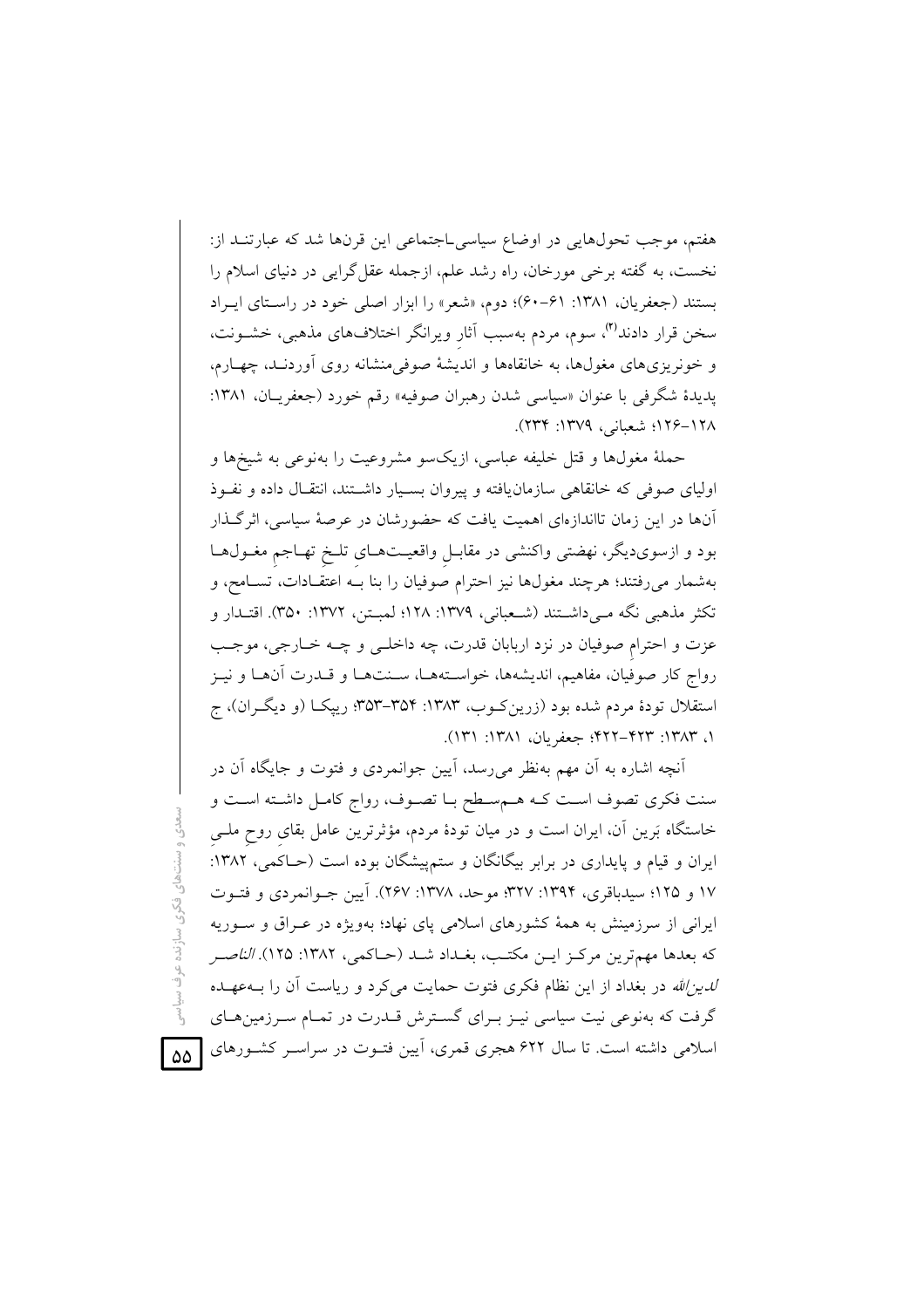هفتم، موجب تحول‌هایی در اوضاع سیاسی‌ـ‌اجتماعی این قرن‌ها شد که عبارتند از: نخست، به گفته برخی مورخان، راه رشد علم، ازجمله عقل‌گرایی در دنیای اسلام را بستند (جعفریان، ۱۳۸۱: ۶۱-۶۰)؛ دوم، «شعر» را ابزار اصلی خود در راستای ایراد سخن قرار دادند[۴]، سوم، مردم به‌سبب آثارِ ویرانگر اختلاف‌های مذهبی، خشونت، و خونریزی‌های مغول‌ها، به خانقاه‌ها و اندیشهٔ صوفی‌منشانه روی آوردند، چهارم، پدیدهٔ شگرفی با عنوان «سیاسی شدن رهبران صوفیه» رقم خورد (جعفریان، ۱۳۸۱: ۱۲۸-۱۲۶؛ شعبانی، ۱۳۷۹: ۲۳۴).

حملهٔ مغول‌ها و قتل خلیفه عباسی، ازیک‌سو مشروعیت را به‌نوعی به شیخ‌ها و اولیای صوفی که خانقاهی سازمان‌یافته و پیروان بسیار داشتند، انتقال داده و نفوذ آن‌ها در این زمان تااندازه‌ای اهمیت یافت که حضورشان در عرصهٔ سیاسی، اثرگذار بود و ازسوی‌دیگر، نهضتی واکنشی در مقابلِ واقعیت‌های تلخِ تهاجمِ مغول‌ها به‌شمار می‌رفتند؛ هرچند مغول‌ها نیز احترام صوفیان را بنا به اعتقادات، تسامح، و تکثر مذهبی نگه می‌داشتند (شعبانی، ۱۳۷۹: ۱۲۸؛ لمبتن، ۱۳۷۲: ۳۵۰). اقتدار و عزت و احترامِ صوفیان در نزد اربابان قدرت، چه داخلی و چه خارجی، موجب رواج کار صوفیان، مفاهیم، اندیشه‌ها، خواسته‌ها، سنت‌ها و قدرت آن‌ها و نیز استقلال تودهٔ مردم شده بود (زرین‌کوب، ۱۳۸۳: ۳۵۴-۳۵۳؛ ریپکا (و دیگران)، ج ۱، ۱۳۸۳: ۴۲۳-۴۲۲؛ جعفریان، ۱۳۸۱: ۱۳۱).

آنچه اشاره به آن مهم به‌نظر می‌رسد، آیین جوانمردی و فتوت و جایگاه آن در سنت فکری تصوف است که هم‌سطح با تصوف، رواج کامل داشته است و خاستگاه بَرین آن، ایران است و در میان تودهٔ مردم، مؤثرترین عامل بقای روحِ ملیِ ایران و قیام و پایداری در برابر بیگانگان و ستم‌پیشگان بوده است (حاکمی، ۱۳۸۲: ۱۷ و ۱۲۵؛ سیدباقری، ۱۳۹۴: ۳۲۷؛ موحد، ۱۳۷۸: ۲۶۷). آیین جوانمردی و فتوت ایرانی از سرزمینش به همهٔ کشورهای اسلامی پای نهاد؛ به‌ویژه در عراق و سوریه که بعدها مهم‌ترین مرکز این مکتب، بغداد شد (حاکمی، ۱۳۸۲: ۱۲۵). *الناصر لدین‌الله* در بغداد از این نظام فکری فتوت حمایت می‌کرد و ریاست آن را به‌عهده گرفت که به‌نوعی نیت سیاسی نیز برای گسترش قدرت در تمام سرزمین‌های اسلامی داشته است. تا سال ۶۲۲ هجری قمری، آیین فتوت در سراسر کشورهای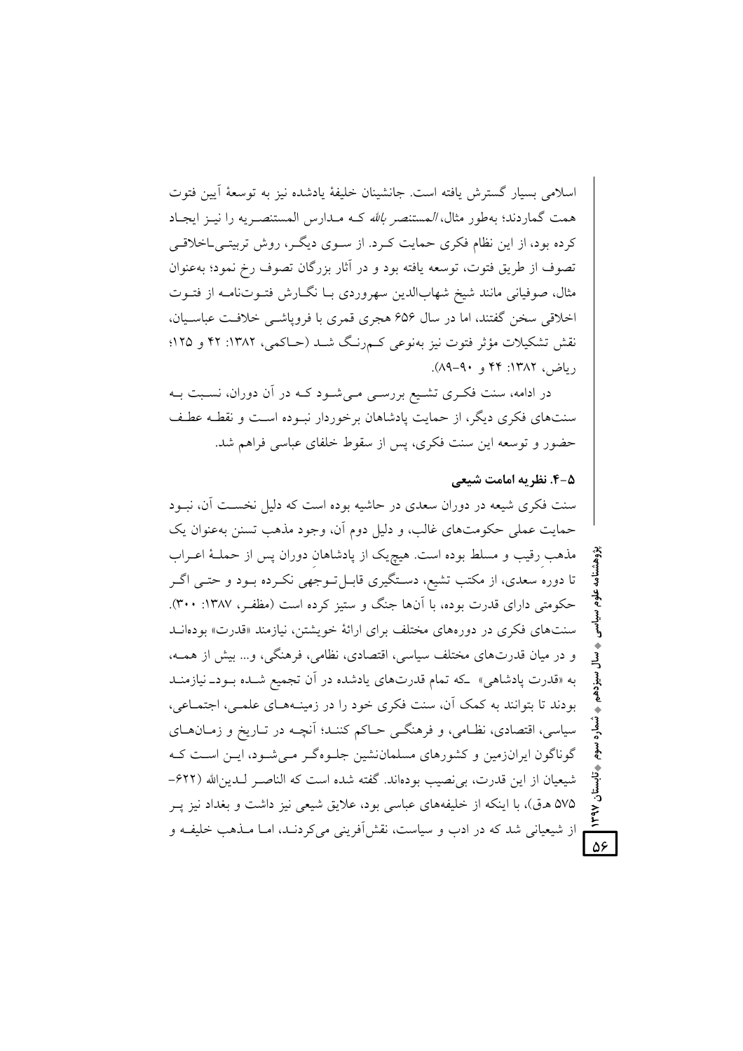اسلامی بسیار گسترش یافته است. جانشینان خلیفهٔ یادشده نیز به توسعهٔ آیین فتوت همت گماردند؛ به‌طور مثال، *المستنصر بالله* که مدارس المستنصریه را نیز ایجاد کرده بود، از این نظام فکری حمایت کرد. از سوی دیگر، روش تربیتی-اخلاقی تصوف از طریق فتوت، توسعه یافته بود و در آثار بزرگان تصوف رخ نمود؛ به‌عنوان مثال، صوفیانی مانند شیخ شهاب‌الدین سهروردی با نگارش فتوت‌نامه از فتوت اخلاقی سخن گفتند، اما در سال ۶۵۶ هجری قمری با فروپاشی خلافت عباسیان، نقش تشکیلات مؤثر فتوت نیز به‌نوعی کم‌رنگ شد (حاکمی، ۱۳۸۲: ۴۲ و ۱۲۵؛ ریاض، ۱۳۸۲: ۴۴ و ۹۰-۸۹).

در ادامه، سنت فکری تشیع بررسی می‌شود که در آن دوران، نسبت به سنت‌های فکری دیگر، از حمایت پادشاهان برخوردار نبوده است و نقطه عطف حضور و توسعه این سنت فکری، پس از سقوط خلفای عباسی فراهم شد.

### ۵-۴. نظریه امامت شیعی

سنت فکری شیعه در دوران سعدی در حاشیه بوده است که دلیل نخست آن، نبود حمایت عملی حکومت‌های غالب، و دلیل دوم آن، وجود مذهب تسنن به‌عنوان یک مذهب رقیب و مسلط بوده است. هیچ‌یک از پادشاهان دوران پس از حملهٔ اعراب تا دوره سعدی، از مکتب تشیع، دستگیری قابل‌توجهی نکرده بود و حتی اگر حکومتی دارای قدرت بوده، با آن‌ها جنگ و ستیز کرده است (مظفر، ۱۳۸۷: ۳۰۰). سنت‌های فکری در دوره‌های مختلف برای ارائهٔ خویشتن، نیازمند «قدرت» بوده‌اند و در میان قدرت‌های مختلف سیاسی، اقتصادی، نظامی، فرهنگی، و... بیش از همه، به «قدرت پادشاهی» -که تمام قدرت‌های یادشده در آن تجمیع شده بود- نیازمند بودند تا بتوانند به کمک آن، سنت فکری خود را در زمینه‌های علمی، اجتماعی، سیاسی، اقتصادی، نظامی، و فرهنگی حاکم کنند؛ آنچه در تاریخ و زمان‌های گوناگون ایران‌زمین و کشورهای مسلمان‌نشین جلوه‌گر می‌شود، این است که شیعیان از این قدرت، بی‌نصیب بوده‌اند. گفته شده است که الناصر لدین‌الله (۶۲۲-۵۷۵ ه‍.ق)، با اینکه از خلیفه‌های عباسی بود، علایق شیعی نیز داشت و بغداد نیز پر از شیعیانی شد که در ادب و سیاست، نقش‌آفرینی می‌کردند، اما مذهب خلیفه و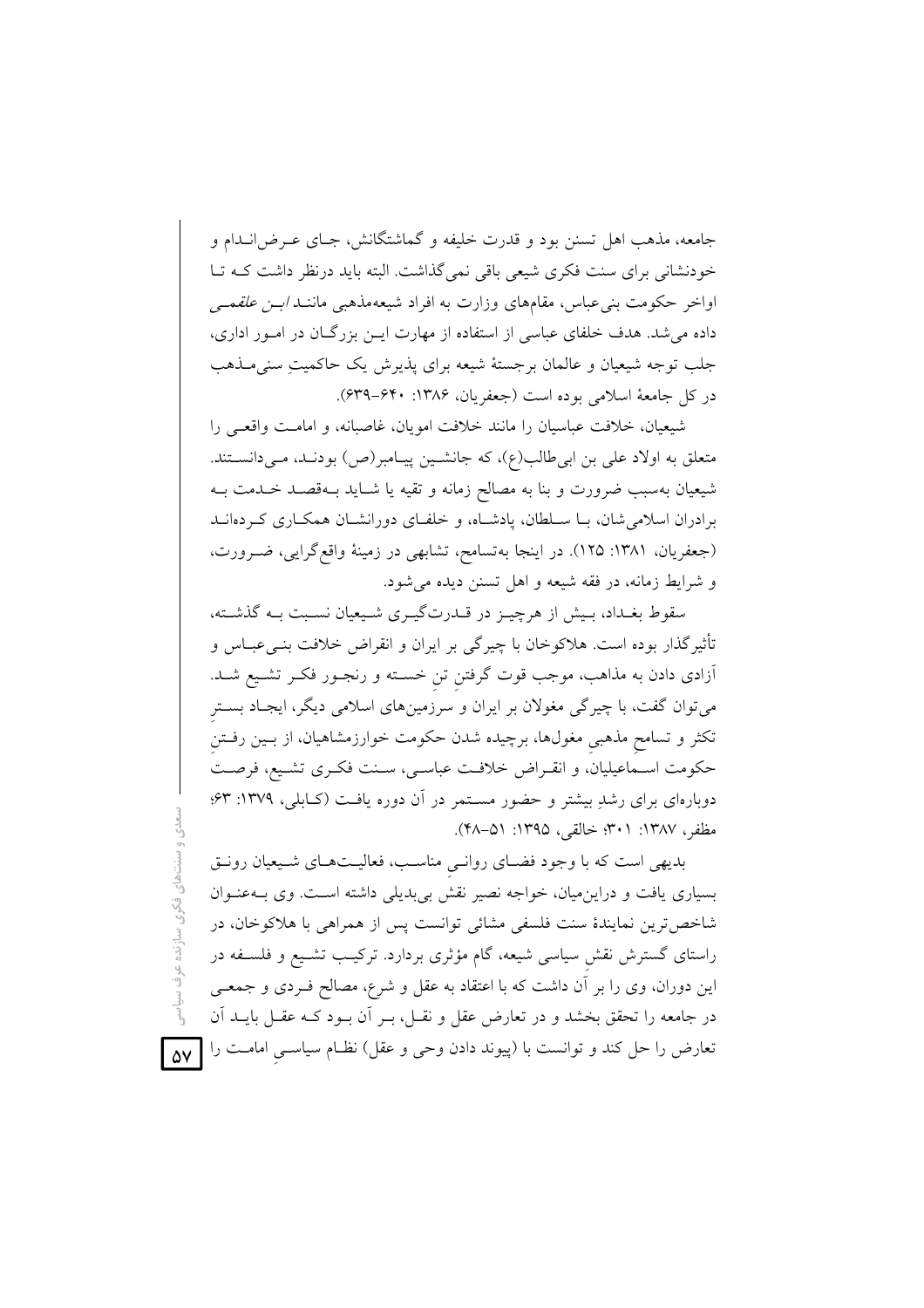جامعه، مذهب اهل تسنن بود و قدرت خلیفه و گماشتگانش، جای عرض‌اندام و خودنشانی برای سنت فکری شیعی باقی نمی‌گذاشت. البته باید درنظر داشت که تا اواخر حکومت بنی‌عباس، مقام‌های وزارت به افراد شیعه‌مذهبی مانند *ابن علقمی* داده می‌شد. هدف خلفای عباسی از استفاده از مهارت این بزرگان در امور اداری، جلب توجه شیعیان و عالمان برجستهٔ شیعه برای پذیرش یک حاکمیتِ سنی‌مذهب در کل جامعهٔ اسلامی بوده است (جعفریان، ۱۳۸۶: ۶۴۰-۶۳۹).

شیعیان، خلافت عباسیان را مانند خلافت امویان، غاصبانه، و امامت واقعی را متعلق به اولاد علی بن ابی‌طالب(ع)، که جانشین پیامبر(ص) بودند، می‌دانستند. شیعیان به‌سبب ضرورت و بنا به مصالح زمانه و تقیه یا شاید به‌قصد خدمت به برادران اسلامی‌شان، با سلطان، پادشاه، و خلفای دورانشان همکاری کرده‌اند (جعفریان، ۱۳۸۱: ۱۲۵). در اینجا به‌تسامح، تشابهی در زمینهٔ واقع‌گرایی، ضرورت، و شرایط زمانه، در فقه شیعه و اهل تسنن دیده می‌شود.

سقوط بغداد، بیش از هرچیز در قدرت‌گیری شیعیان نسبت به گذشته، تأثیرگذار بوده است. هلاکوخان با چیرگی بر ایران و انقراض خلافت بنی‌عباس و آزادی دادن به مذاهب، موجب قوت گرفتنِ تنِ خسته و رنجور فکر تشیع شد. می‌توان گفت، با چیرگی مغولان بر ایران و سرزمین‌های اسلامی دیگر، ایجاد بسترِ تکثر و تسامحِ مذهبیِ مغول‌ها، برچیده شدن حکومت خوارزمشاهیان، از بین رفتنِ حکومت اسماعیلیان، و انقراض خلافت عباسی، سنت فکری تشیع، فرصت دوباره‌ای برای رشدِ بیشتر و حضور مستمر در آن دوره یافت (کابلی، ۱۳۷۹: ۶۳؛ مظفر، ۱۳۸۷: ۳۰۱؛ خالقی، ۱۳۹۵: ۵۱-۴۸).

بدیهی است که با وجود فضای روانیِ مناسب، فعالیت‌های شیعیان رونق بسیاری یافت و دراین‌میان، خواجه نصیر نقش بی‌بدیلی داشته است. وی به‌عنوان شاخص‌ترین نمایندهٔ سنت فلسفی مشائی توانست پس از همراهی با هلاکوخان، در راستای گسترش نقشِ سیاسی شیعه، گام مؤثری بردارد. ترکیب تشیع و فلسفه در این دوران، وی را بر آن داشت که با اعتقاد به عقل و شرع، مصالح فردی و جمعی در جامعه را تحقق بخشد و در تعارض عقل و نقل، بر آن بود که عقل باید آن تعارض را حل کند و توانست با (پیوند دادن وحی و عقل) نظام سیاسیِ امامت را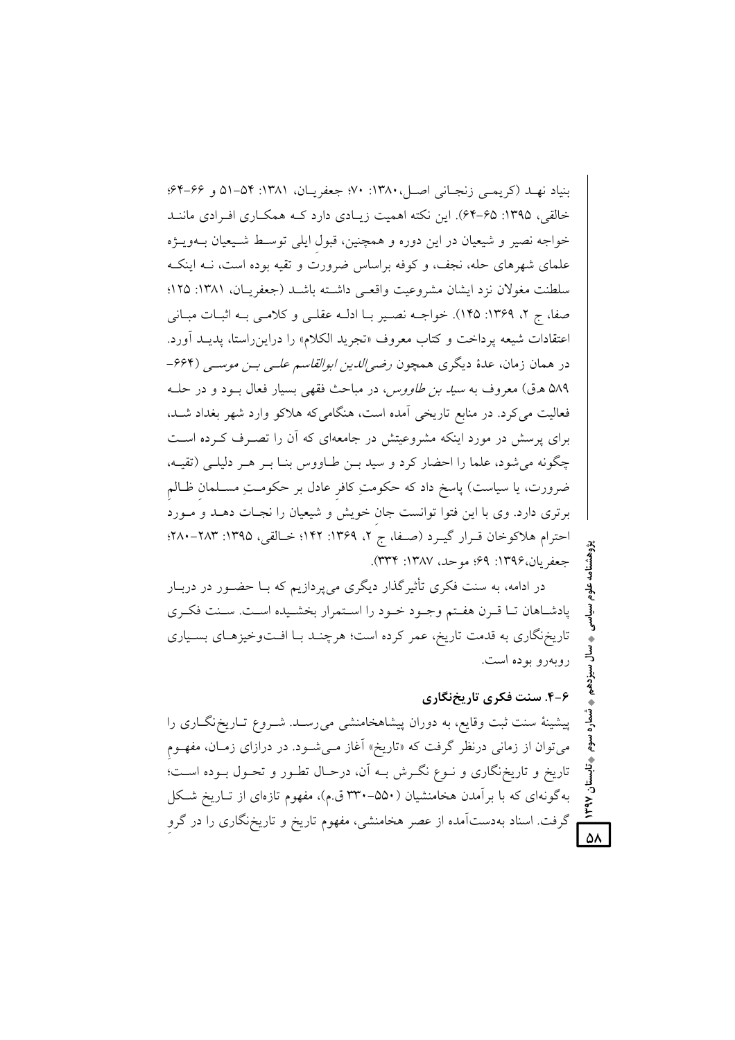بنیاد نهـد (کریمـی زنجـانی اصـل، ۱۳۸۰: ۷۰؛ جعفریـان، ۱۳۸۱: ۵۴-۵۱ و ۶۶-۶۴؛ خالقی، ۱۳۹۵: ۶۵-۶۴). این نکته اهمیت زیـادی دارد کـه همکـاری افـرادی ماننـد خواجه نصیر و شیعیان در این دوره و همچنین، قبول ایلی توسـط شـیعیان بـه‌ویـژه علمای شهرهای حله، نجف، و کوفه براساس ضرورت و تقیه بوده است، نـه اینکـه سلطنت مغولان نزد ایشان مشروعیت واقعـی داشـته باشـد (جعفریـان، ۱۳۸۱: ۱۲۵؛ صفا، ج ۲، ۱۳۶۹: ۱۴۵). خواجـه نصـیر بـا ادلـه عقلـی و کلامـی بـه اثبـات مبـانی اعتقادات شیعه پرداخت و کتاب معروف «تجرید الکلام» را دراین‌راستا، پدیـد آورد. در همان زمان، عدهٔ دیگری همچون *رضی‌الدین ابوالقاسم علـی بـن موسـی* (۶۶۴-۵۸۹ ه‍.ق) معروف به *سید بن طاووس*، در مباحث فقهی بسیار فعال بـود و در حلـه فعالیت می‌کرد. در منابع تاریخی آمده است، هنگامی‌که هلاکو وارد شهر بغداد شـد، برای پرسش در مورد اینکه مشروعیتش در جامعه‌ای که آن را تصـرف کـرده اسـت چگونه می‌شود، علما را احضار کرد و سید بـن طـاووس بنـا بـر هـر دلیلـی (تقیـه، ضرورت، یا سیاست) پاسخ داد که حکومتِ کافرِ عادل بر حکومـتِ مسـلمانِ ظـالمِ برتری دارد. وی با این فتوا توانست جانِ خویش و شیعیان را نجـات دهـد و مـورد احترام هلاکوخان قـرار گیـرد (صـفا، ج ۲، ۱۳۶۹: ۱۴۲؛ خـالقی، ۱۳۹۵: ۲۸۳-۲۸۰؛ جعفریان،۱۳۹۶: ۶۹؛ موحد، ۱۳۸۷: ۳۳۴).

در ادامه، به سنت فکری تأثیرگذار دیگری می‌پردازیم که بـا حضـور در دربـار پادشـاهان تـا قـرن هفـتم وجـود خـود را اسـتمرار بخشـیده اسـت. سـنت فکـری تاریخ‌نگاری به قدمت تاریخ، عمر کرده است؛ هرچنـد بـا افـت‌وخیزهـای بسـیاری روبه‌رو بوده است.

### ۶-۴. سنت فکری تاریخ‌نگاری

پیشینهٔ سنت ثبت وقایع، به دوران پیشاهخامنشی می‌رسـد. شـروع تـاریخ‌نگـاری را می‌توان از زمانی درنظر گرفت که «تاریخ» آغاز مـی‌شـود. در درازای زمـان، مفهـومِ تاریخ و تاریخ‌نگاری و نـوع نگـرش بـه آن، درحـال تطـور و تحـول بـوده اسـت؛ به‌گونه‌ای که با برآمدن هخامنشیان (۵۵۰-۳۳۰ ق.م)، مفهوم تازه‌ای از تـاریخ شـکل گرفت. اسناد به‌دست‌آمده از عصر هخامنشی، مفهوم تاریخ و تاریخ‌نگاری را در گروِ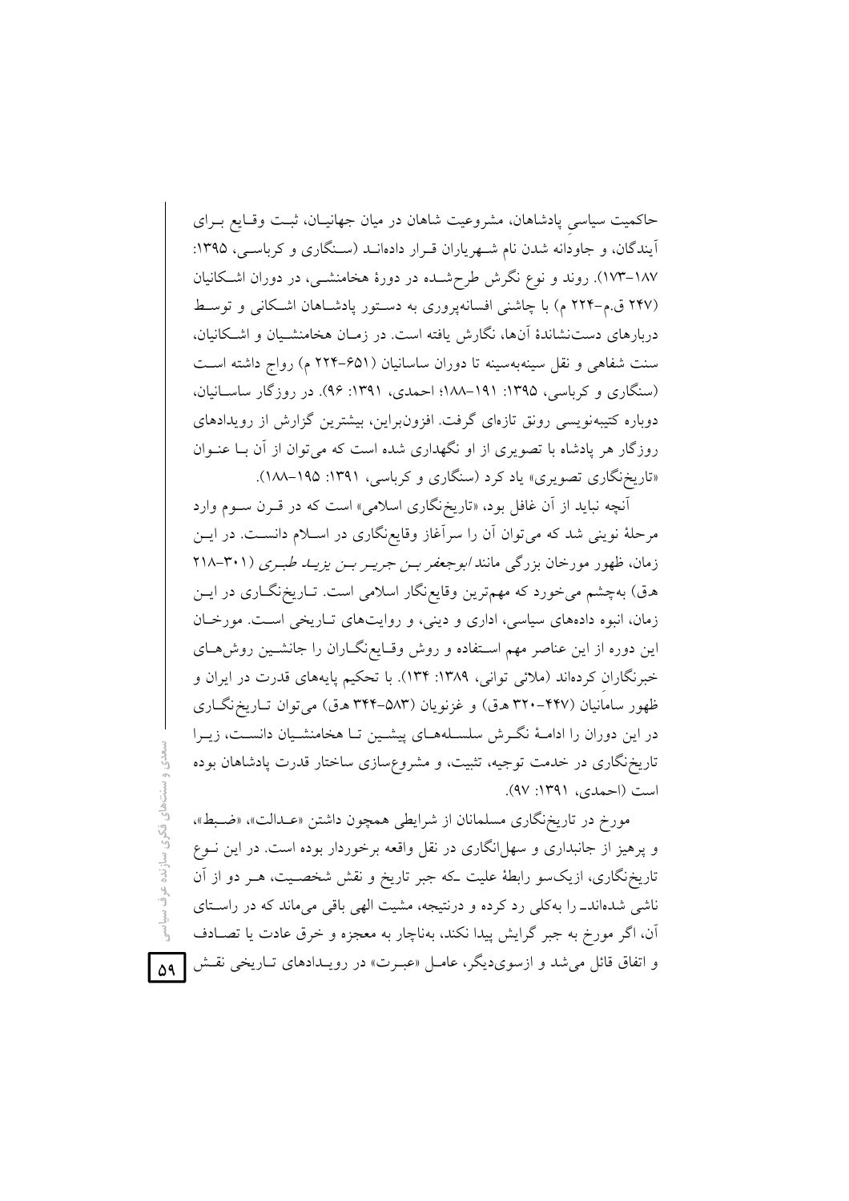حاکمیت سیاسیِ پادشاهان، مشروعیت شاهان در میان جهانیـان، ثبـت وقـایع بـرای آیندگان، و جاودانه شدن نام شـهریاران قـرار دادهانـد (سـنگاری و کرباسـی، ۱۳۹۵: ۱۸۷–۱۷۳). روند و نوع نگرش طرحشـده در دورهٔ هخامنشـی، در دوران اشـکانیان (۲۴۷ ق.م–۲۲۴ م) با چاشنی افسانهپروری به دسـتور پادشـاهان اشـکانی و توسـط دربارهای دستنشاندهٔ آنها، نگارش یافته است. در زمـان هخامنشـیان و اشـکانیان، سنت شفاهی و نقل سینهبهسینه تا دوران ساسانیان (۶۵۱–۲۲۴ م) رواج داشته اسـت (سنگاری و کرباسی، ۱۳۹۵: ۱۹۱–۱۸۸؛ احمدی، ۱۳۹۱: ۹۶). در روزگار ساسـانیان، دوباره کتیبهنویسی رونق تازهای گرفت. افزونبراین، بیشترین گزارش از رویدادهای روزگار هر پادشاه با تصویری از او نگهداری شده است که میتوان از آن بـا عنـوان «تاریخنگاری تصویری» یاد کرد (سنگاری و کرباسی، ۱۳۹۱: ۱۹۵–۱۸۸).

آنچه نباید از آن غافل بود، «تاریخنگاری اسلامی» است که در قـرن سـوم وارد مرحلهٔ نوینی شد که میتوان آن را سرآغاز وقایعنگاری در اسـلام دانسـت. در ایـن زمان، ظهور مورخان بزرگی مانند *ابوجعفر بـن جریـر بـن یزیـد طبـری* (۳۰۱–۲۱۸ هـق) بهچشم میخورد که مهمترین وقایعنگار اسلامی است. تـاریخنگـاری در ایـن زمان، انبوه دادههای سیاسی، اداری و دینی، و روایتهای تـاریخی اسـت. مورخـان این دوره از این عناصر مهم اسـتفاده و روش وقـایعنگـاران را جانشـین روشهـای خبرنگاران کردهاند (ملائی توانی، ۱۳۸۹: ۱۳۴). با تحکیم پایههای قدرت در ایران و ظهور سامانیان (۴۴۷–۳۲۰ هـق) و غزنویان (۵۸۳–۳۴۴ هـق) میتوان تـاریخنگـاری در این دوران را ادامـهٔ نگـرش سلسـلههـای پیشـین تـا هخامنشـیان دانسـت، زیـرا تاریخنگاری در خدمت توجیه، تثبیت، و مشروعسازی ساختار قدرت پادشاهان بوده است (احمدی، ۱۳۹۱: ۹۷).

مورخ در تاریخنگاری مسلمانان از شرایطی همچون داشتن «عـدالت»، «ضـبط»، و پرهیز از جانبداری و سهلانگاری در نقل واقعه برخوردار بوده است. در این نـوع تاریخنگاری، ازیکسو رابطهٔ علیت ـکه جبر تاریخ و نقش شخصـیت، هـر دو از آن ناشی شدهاندـ را بهکلی رد کرده و درنتیجه، مشیت الهی باقی میماند که در راسـتای آن، اگر مورخ به جبر گرایش پیدا نکند، بهناچار به معجزه و خرق عادت یا تصـادف و اتفاق قائل میشد و ازسویدیگر، عامـل «عبـرت» در رویـدادهای تـاریخی نقـش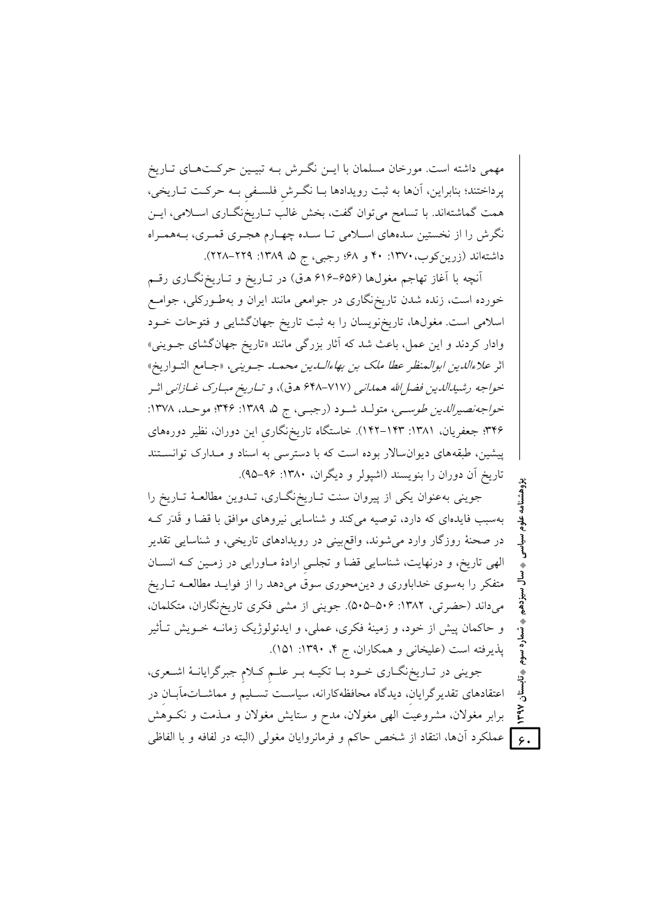مهمی داشته است. مورخان مسلمان با ایـن نگـرش بـه تبیـین حرکـت‌هـای تـاریخ پرداختند؛ بنابراین، آنها به ثبت رویدادها بـا نگـرشِ فلسـفیِ بـه حرکـت تـاریخی، همت گماشته‌اند. با تسامح می‌توان گفت، بخش غالب تـاریخ‌نگـاری اسـلامی، ایـن نگرش را از نخستین سده‌های اسـلامی تـا سـده چهـارم هجـری قمـری، بـه‌همـراه داشته‌اند (زرین‌کوب، ۱۳۷۰: ۴۰ و ۶۸؛ رجبی، ج ۵، ۱۳۸۹: ۲۲۹–۲۲۸).

آنچه با آغاز تهاجم مغول‌ها (۶۵۶–۶۱۶ ه‍.ق) در تـاریخ و تـاریخ‌نگـاری رقـم خورده است، زنده شدن تاریخ‌نگاری در جوامعی مانند ایران و به‌طـورکلی، جوامـع اسلامی است. مغول‌ها، تاریخ‌نویسان را به ثبت تاریخ جهان‌گشایی و فتوحات خـود وادار کردند و این عمل، باعث شد که آثار بزرگی مانند «تاریخ جهان‌گشای جـوینی» اثر *علاءالدین ابوالمنظر عطا ملک بن بهاءالـدین محمـد جـوینی*، «جـامع التـواریخ» *خواجه رشیدالدین فضل‌الله همدانی* (۷۱۷–۶۴۸ ه‍.ق)، و *تـاریخ مبـارک غـازانی* اثـر *خواجه‌نصیرالدین طوسـی*، متولـد شـود (رجبـی، ج ۵، ۱۳۸۹: ۳۴۶؛ موحـد، ۱۳۷۸: ۳۴۶؛ جعفریان، ۱۳۸۱: ۱۴۳–۱۴۲). خاستگاه تاریخ‌نگاریِ این دوران، نظیر دوره‌های پیشین، طبقه‌های دیوان‌سالار بوده است که با دسترسی به اسناد و مـدارک توانسـتند تاریخ آن دوران را بنویسند (اشپولر و دیگران، ۱۳۸۰: ۹۶–۹۵).

جوینی به‌عنوان یکی از پیروان سنت تـاریخ‌نگـاری، تـدوین مطالعـۀ تـاریخ را به‌سبب فایده‌ای که دارد، توصیه می‌کند و شناسایی نیروهای موافق با قضا و قَدَر کـه در صحنۀ روزگار وارد می‌شوند، واقع‌بینی در رویدادهای تاریخی، و شناسایی تقدیر الهی تاریخ، و درنهایت، شناسایی قضا و تجلـیِ ارادۀ مـاورایی در زمـین کـه انسـان متفکر را به‌سوی خداباوری و دین‌محوری سوق می‌دهد را از فوایـد مطالعـه تـاریخ می‌داند (حضرتی، ۱۳۸۲: ۵۰۶–۵۰۵). جوینی از مشی فکری تاریخ‌نگاران، متکلمان، و حاکمان پیش از خود، و زمینۀ فکری، عملی، و ایدئولوژیک زمانـه خـویش تـأثیر پذیرفته است (علیخانی و همکاران، ج ۴، ۱۳۹۰: ۱۵۱).

جوینی در تـاریخ‌نگـاری خـود بـا تکیـه بـر علـمِ کـلامِ جبرگرایانـۀ اشـعری، اعتقادهای تقدیرگرایان، دیدگاه محافظه‌کارانه، سیاسـت تسـلیم و مماشـات‌مآبـان در برابر مغولان، مشروعیت الهی مغولان، مدح و ستایش مغولان و مـذمت و نکـوهش عملکرد آن‌ها، انتقاد از شخص حاکم و فرمانروایان مغولی (البته در لفافه و با الفاظی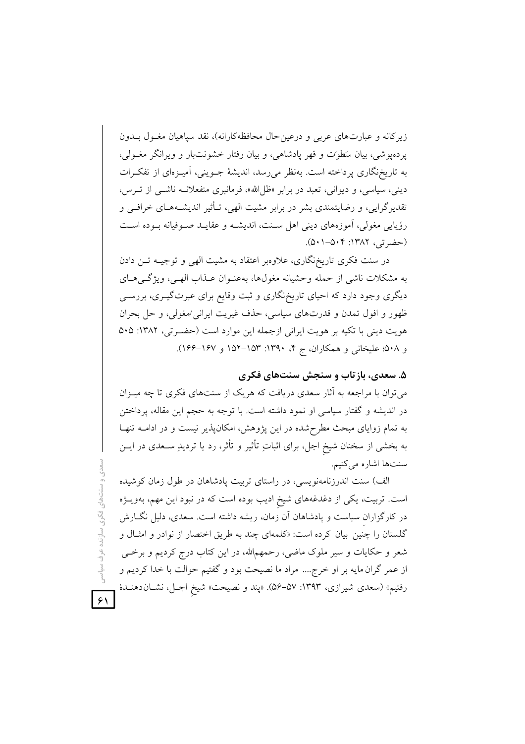زیرکانه و عبارت‌های عربی و درعین‌حال محافظه‌کارانه)، نقد سپاهیان مغـول بـدون پرده‌پوشی، بیان سَطوَت و قهر پادشاهی، و بیان رفتار خشونت‌بار و ویرانگر مغـولی، به تاریخ‌نگاری پرداخته است. به‌نظر می‌رسد، اندیشهٔ جـوینی، آمیـزه‌ای از تفکـرات دینی، سیاسی، و دیوانی، تعبد در برابر «ظل‌الله»، فرمانبری منفعلانـه ناشـی از تـرس، تقدیرگرایی، و رضایتمندی بشر در برابر مشیت الهی، تـأثیر اندیشـه‌هـای خرافـی و رؤیایی مغولی، آموزه‌های دینی اهل سـنت، اندیشـه و عقایـد صـوفیانه بـوده اسـت (حضرتی، ۱۳۸۲: ۵۰۴-۵۰۱).

در سنت فکری تاریخ‌نگاری، علاوه‌بر اعتقاد به مشیت الهی و توجیـه تـن دادن به مشکلات ناشی از حمله وحشیانه مغول‌ها، به‌عنـوان عـذاب الهـی، ویژگـی‌هـای دیگری وجود دارد که احیای تاریخ‌نگاری و ثبت وقایع برای عبرت‌گیـری، بررسـی ظهور و افول تمدن و قدرت‌های سیاسی، حذف غیریت ایرانی/مغولی، و حل بحران هویت دینی با تکیه بر هویت ایرانی ازجمله این موارد است (حضـرتی، ۱۳۸۲: ۵۰۵ و ۵۰۸؛ علیخانی و همکاران، ج ۴، ۱۳۹۰: ۱۵۳-۱۵۲ و ۱۶۷-۱۶۶).

### ۵. سعدی، بازتاب و سنجش سنت‌های فکری

می‌توان با مراجعه به آثار سعدی دریافت که هریک از سنت‌های فکری تا چه میـزان در اندیشه و گفتار سیاسی او نمود داشته است. با توجه به حجم این مقاله، پرداختن به تمام زوایای مبحث مطرح‌شده در این پژوهش، امکان‌پذیر نیست و در ادامـه تنهـا به بخشی از سخنان شیخِ اجل، برای اثباتِ تأثیر و تأثر، رد یا تردیدِ سـعدی در ایـن سنت‌ها اشاره می‌کنیم.

الف) سنت اندرزنامه‌نویسی، در راستای تربیت پادشاهان در طول زمان کوشیده است. تربیت، یکی از دغدغه‌های شیخِ ادیب بوده است که در نبود این مهم، به‌ویـژه در کارگزارانِ سیاست و پادشاهان آن زمان، ریشه داشته است. سعدی، دلیل نگـارش گلستان را چنین بیان کرده است: «کلمه‌ای چند به طریق اختصار از نوادر و امثـال و شعر و حکایات و سیر ملوک ماضی، رحمهم‌الله، در این کتاب درج کردیم و برخـی از عمر گران‌مایه بر او خرج.... مراد ما نصیحت بود و گفتیم حوالت با خدا کردیم و رفتیم» (سعدی شیرازی، ۱۳۹۳: ۵۷-۵۶). «پند و نصیحت» شیخِ اجـل، نشـان‌دهنـدهٔ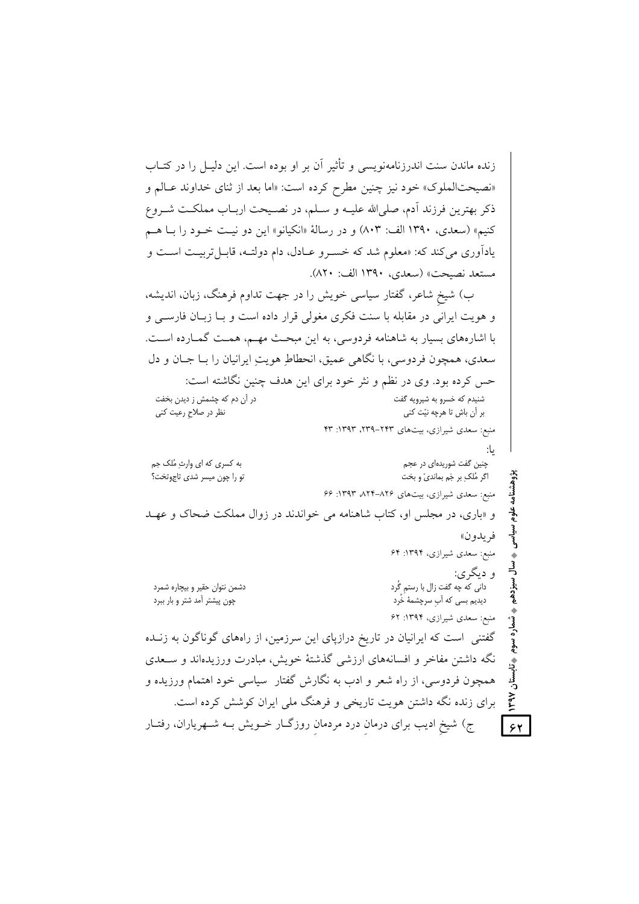زنده ماندن سنت اندرزنامه‌نویسی و تأثیر آن بر او بوده است. این دلیل را در کتاب «نصیحت‌الملوک» خود نیز چنین مطرح کرده است: «اما بعد از ثنای خداوند عالم و ذکر بهترین فرزند آدم، صلی‌الله علیه و سلم، در نصیحت ارباب مملکت شروع کنیم» (سعدی، ۱۳۹۰ الف: ۸۰۳) و در رسالهٔ «انکیانو» این دو نیت خود را با هم یادآوری می‌کند که: «معلوم شد که خسرو عادل، دام دولته، قابل‌تربیت است و مستعد نصیحت» (سعدی، ۱۳۹۰ الف: ۸۲۰).

ب) شیخِ شاعر، گفتار سیاسی خویش را در جهت تداوم فرهنگ، زبان، اندیشه، و هویت ایرانی در مقابله با سنت فکری مغولی قرار داده است و با زبان فارسی و با اشاره‌های بسیار به شاهنامه فردوسی، به این مبحث مهم، همت گمارده است. سعدی، همچون فردوسی، با نگاهی عمیق، انحطاطِ هویتِ ایرانیان را با جان و دل حس کرده بود. وی در نظم و نثر خود برای این هدف چنین نگاشته است:

شنیدم که خسرو به شیرویه گفت / در آن دم که چشمش ز دیدن بخفت

بر آن باش تا هرچه نیّت کنی / نظر در صلاحِ رعیت کنی

منبع: سعدی شیرازی، بیت‌های ۲۴۳-۲۳۹، ۱۳۹۳: ۴۳

یا:

چنین گفت شوریده‌ای در عجم / به کسری که ای وارثِ مُلک جم

اگر مُلک بر جَم بماندیّ و بخت / تو را چون میسر شدی تاج‌وتخت؟

منبع: سعدی شیرازی، بیت‌های ۸۲۶-۸۲۴، ۱۳۹۳: ۶۶

و «باری، در مجلس او، کتاب شاهنامه می خواندند در زوال مملکت ضحاک و عهد فریدون»

منبع: سعدی شیرازی، ۱۳۹۴: ۶۴

و دیگری:

دانی که چه گفت زال با رستمِ گُرد / دشمن نتوان حقیر و بیچاره شمرد

دیدیم بسی که آبِ سرچشمهٔ خُرد / چون پیشتر آمد شتر و بار ببرد

منبع: سعدی شیرازی، ۱۳۹۴: ۶۲

گفتنی است که ایرانیان در تاریخ درازپای این سرزمین، از راه‌های گوناگون به زنده نگه داشتن مفاخر و افسانه‌های ارزشی گذشتهٔ خویش، مبادرت ورزیده‌اند و سعدی همچون فردوسی، از راه شعر و ادب به نگارش گفتار سیاسی خود اهتمام ورزیده و برای زنده نگه داشتن هویت تاریخی و فرهنگ ملی ایران کوشش کرده است.

ج) شیخِ ادیب برای درمانِ درد مردمانِ روزگار خویش به شهریاران، رفتار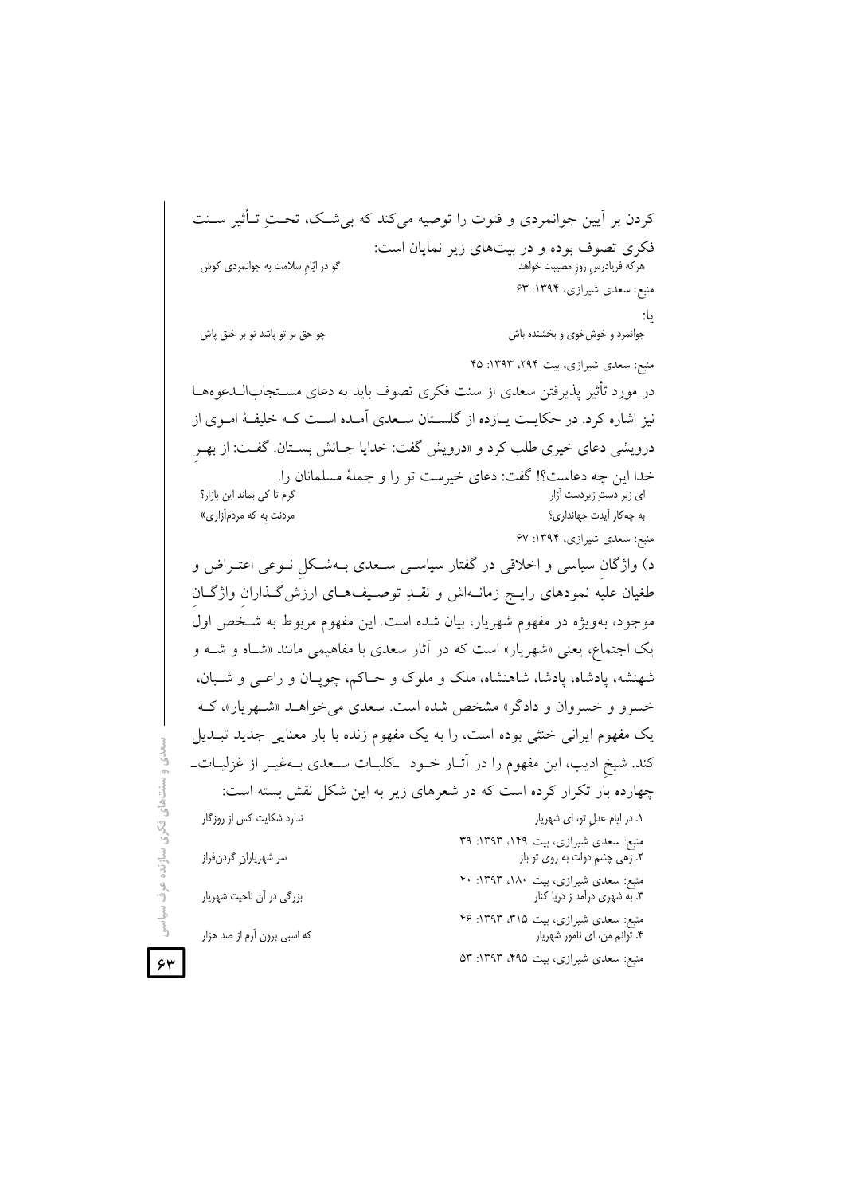کردن بر آیین جوانمردی و فتوت را توصیه می‌کند که بی‌شک، تحتِ تـأثیر سـنت فکری تصوف بوده و در بیت‌های زیر نمایان است:

هرکه فریادرسِ روزِ مصیبت خواهد        گو در ایّامِ سلامت به جوانمردی کوش

منبع: سعدی شیرازی، ۱۳۹۴: ۶۳

یا:

جوانمرد و خوش‌خوی و بخشنده باش        چو حق بر تو پاشد تو بر خلق پاش

منبع: سعدی شیرازی، بیت ۲۹۴، ۱۳۹۳: ۴۵

در مورد تأثیر پذیرفتن سعدی از سنت فکری تصوف باید به دعای مسـتجاب‌الـدعوه‌هـا نیز اشاره کرد. در حکایـت یـازده از گلسـتان سـعدی آمـده اسـت کـه خلیفـهٔ امـوی از درویشی دعای خیری طلب کرد و «درویش گفت: خدایا جـانش بسـتان. گفـت: از بهـرِ خدا این چه دعاست؟! گفت: دعای خیرست تو را و جملهٔ مسلمانان را.

ای زبر دست زیردست آزار        گرم تا کی بماند این بازار؟

به چه‌کار آیدت جهانداری؟        مردنت به که مردم‌آزاری»

منبع: سعدی شیرازی، ۱۳۹۴: ۶۷

د) واژگانِ سیاسی و اخلاقی در گفتار سیاسـی سـعدی بـه‌شـکلِ نـوعی اعتـراض و طغیان علیه نمودهای رایـج زمانـه‌اش و نقـدِ توصـیف‌هـای ارزش‌گـذارانِ واژگـانِ موجود، به‌ویژه در مفهوم شهریار، بیان شده است. این مفهوم مربوط به شـخص اولِ یک اجتماع، یعنی «شهریار» است که در آثار سعدی با مفاهیمی مانند «شـاه و شـه و شهنشه، پادشاه، پادشا، شاهنشاه، ملک و ملوک و حـاکم، چوپـان و راعـی و شـبان، خسرو و خسروان و دادگر» مشخص شده است. سعدی می‌خواهـد «شـهریار»، کـه یک مفهوم ایرانی خنثی بوده است، را به یک مفهوم زنده با بار معنایی جدید تبـدیل کند. شیخِ ادیب، این مفهوم را در آثـار خـود ـکلیـات سـعدی بـه‌غیـر از غزلیـات‌ـ چهارده بار تکرار کرده است که در شعرهای زیر به این شکل نقش بسته است:

۱. در ایام عدلِ تو، ای شهریار        ندارد شکایت کس از روزگار

منبع: سعدی شیرازی، بیت ۱۴۹، ۱۳۹۳: ۳۹

۲. زهی چشمِ دولت به روی تو باز        سر شهریارانِ گردن‌فراز

منبع: سعدی شیرازی، بیت ۱۸۰، ۱۳۹۳: ۴۰

۳. به شهری درآمد ز دریا کنار        بزرگی در آن ناحیت شهریار

منبع: سعدی شیرازی، بیت ۳۱۵، ۱۳۹۳: ۴۶

۴. توانم من، ای نامور شهریار        که اسبی برون آرم از صد هزار

منبع: سعدی شیرازی، بیت ۴۹۵، ۱۳۹۳: ۵۳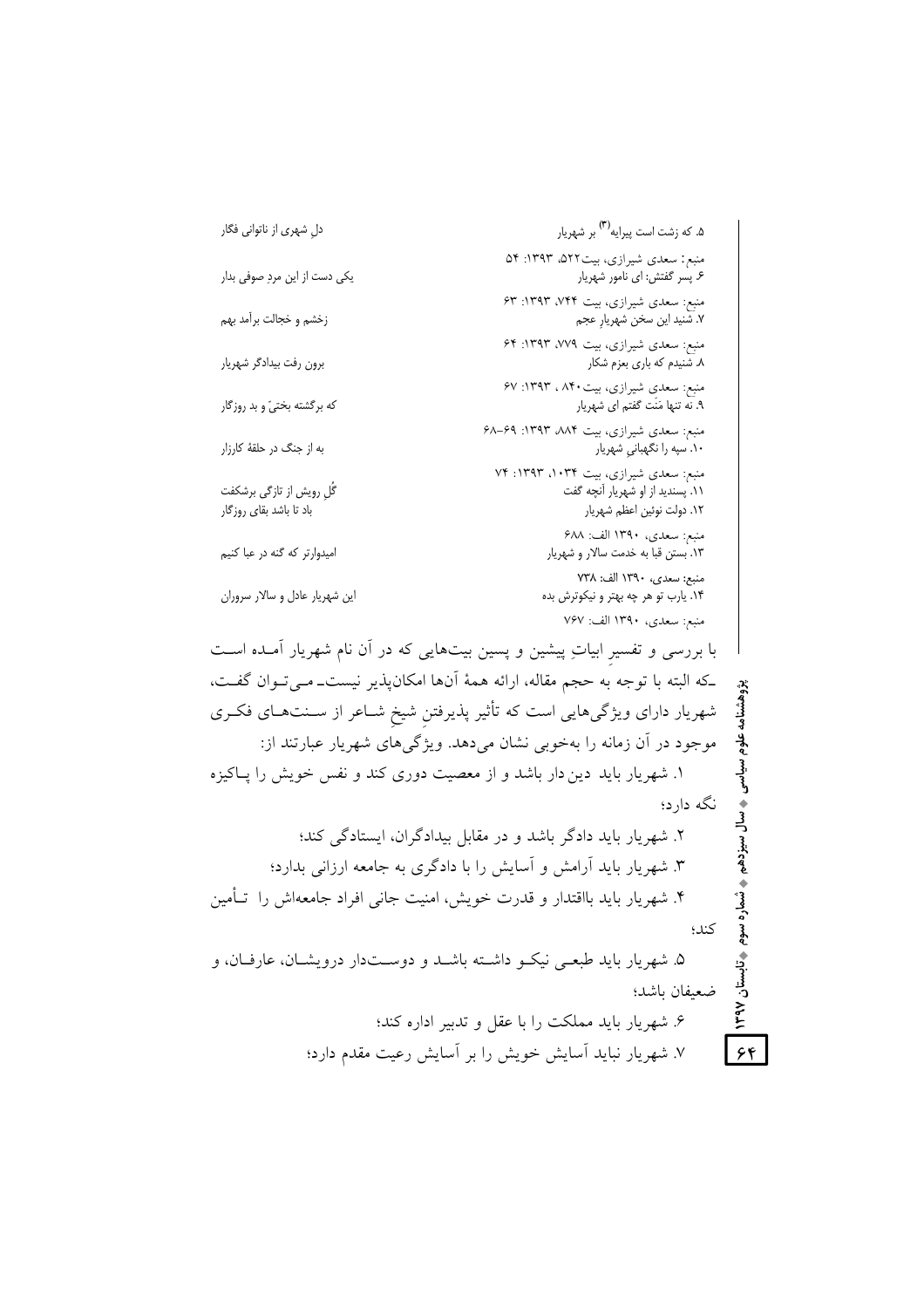| | |
|---|---|
| ۵. که زشت است پیرایه[۳] بر شهریار | دلِ شهری از ناتوانی فگار |
| منبع: سعدی شیرازی، بیت۵۲۲، ۱۳۹۳: ۵۴ | |
| ۶. پسر گفتش: ای نامور شهریار | یکی دست از این مردِ صوفی بدار |
| منبع: سعدی شیرازی، بیت ۷۴۴، ۱۳۹۳: ۶۳ | |
| ۷. شنید این سخن شهریارِ عجم | زخشم و خجالت برآمد بهم |
| منبع: سعدی شیرازی، بیت ۷۷۹، ۱۳۹۳: ۶۴ | |
| ۸. شنیدم که باری بعزم شکار | برون رفت بیدادگر شهریار |
| منبع: سعدی شیرازی، بیت۸۴۰ ، ۱۳۹۳: ۶۷ | |
| ۹. نه تنها مَنَت گفتم ای شهریار | که برگشته بختیّ و بد روزگار |
| منبع: سعدی شیرازی، بیت ۸۸۴، ۱۳۹۳: ۶۹-۶۸ | |
| ۱۰. سپه را نگهبانیِ شهریار | به از جنگ در حلقهٔ کارزار |
| منبع: سعدی شیرازی، بیت ۱۰۳۴، ۱۳۹۳: ۷۴ | |
| ۱۱. پسندید از او شهریار آنچه گفت | گُلِ رویش از تازگی برشکفت |
| ۱۲. دولت نوئین اعظم شهریار | باد تا باشد بقای روزگار |
| منبع: سعدی، ۱۳۹۰ الف: ۶۸۸ | |
| ۱۳. بستن قبا به خدمت سالار و شهریار | امیدوارتر که گنه در عبا کنیم |
| منبع: سعدی، ۱۳۹۰ الف: ۷۳۸ | |
| ۱۴. یارب تو هر چه بهتر و نیکوترش بده | این شهریار عادل و سالار سروران |
| منبع: سعدی، ۱۳۹۰ الف: ۷۶۷ | |

با بررسی و تفسیرِ ابیاتِ پیشین و پسین بیت‌هایی که در آن نام شهریار آمـده اسـت ـکه البته با توجه به حجم مقاله، ارائه همهٔ آن‌ها امکان‌پذیر نیست‌ـ مـی‌تـوان گفـت، شهریار دارای ویژگی‌هایی است که تأثیر پذیرفتنِ شیخِ شـاعر از سـنت‌هـای فکـری موجود در آن زمانه را به‌خوبی نشان می‌دهد. ویژگی‌های شهریار عبارتند از:

۱. شهریار باید دین‌دار باشد و از معصیت دوری کند و نفس خویش را پـاکیزه نگه دارد؛

۲. شهریار باید دادگر باشد و در مقابل بیدادگران، ایستادگی کند؛

۳. شهریار باید آرامش و آسایش را با دادگری به جامعه ارزانی بدارد؛

۴. شهریار باید بااقتدار و قدرت خویش، امنیت جانی افراد جامعه‌اش را تـأمین کند؛

۵. شهریار باید طبعـی نیکـو داشـته باشـد و دوسـت‌دار درویشـان، عارفـان، و ضعیفان باشد؛

۶. شهریار باید مملکت را با عقل و تدبیر اداره کند؛

۷. شهریار نباید آسایش خویش را بر آسایش رعیت مقدم دارد؛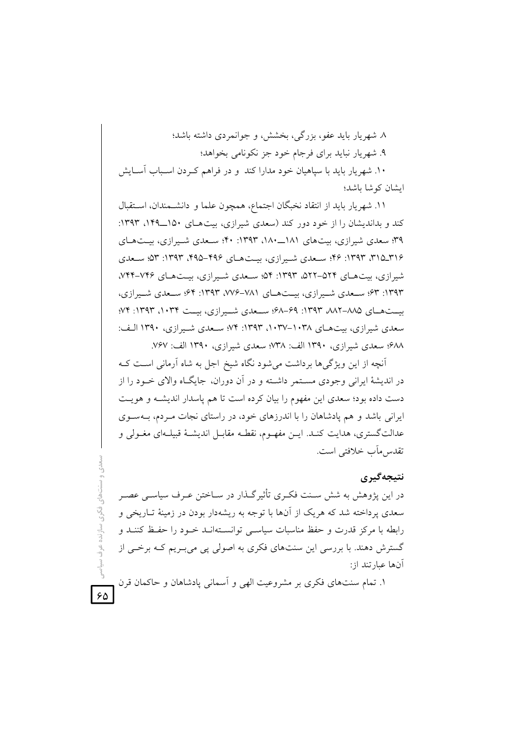۸. شهریار باید عفو، بزرگی، بخشش، و جوانمردی داشته باشد؛

۹. شهریار نباید برای فرجام خود جز نکونامی بخواهد؛

۱۰. شهریار باید با سپاهیان خود مدارا کند و در فراهم کردن اسباب آسایش ایشان کوشا باشد؛

۱۱. شهریار باید از انتقاد نخبگان اجتماع، همچون علما و دانشمندان، استقبال کند و بداندیشان را از خود دور کند (سعدی شیرازی، بیت‌های ۱۵۰ـ۱۴۹، ۱۳۹۳: ۳۹؛ سعدی شیرازی، بیت‌های ۱۸۱ـ۱۸۰، ۱۳۹۳: ۴۰؛ سعدی شیرازی، بیت‌های ۳۱۶ـ۳۱۵، ۱۳۹۳: ۴۶؛ سعدی شیرازی، بیت‌های ۴۹۶–۴۹۵، ۱۳۹۳: ۵۳؛ سعدی شیرازی، بیت‌های ۵۲۴–۵۲۲، ۱۳۹۳: ۵۴؛ سعدی شیرازی، بیت‌های ۷۴۶–۷۴۴، ۱۳۹۳: ۶۳؛ سعدی شیرازی، بیت‌های ۷۸۱–۷۷۶، ۱۳۹۳: ۶۴؛ سعدی شیرازی، بیت‌های ۸۸۵–۸۸۲ ۱۳۹۳: ۶۹–۶۸؛ سعدی شیرازی، بیت ۱۰۳۴، ۱۳۹۳: ۷۴؛ سعدی شیرازی، بیت‌های ۱۰۳۸–۱۰۳۷، ۱۳۹۳: ۷۴؛ سعدی شیرازی، ۱۳۹۰ الف: ۶۸۸؛ سعدی شیرازی، ۱۳۹۰ الف: ۷۳۸؛ سعدی شیرازی، ۱۳۹۰ الف: ۷۶۷.

آنچه از این ویژگی‌ها برداشت می‌شود نگاه شیخ اجل به شاه آرمانی است که در اندیشهٔ ایرانی وجودی مستمر داشته و در آن دوران، جایگاه والای خود را از دست داده بود؛ سعدی این مفهوم را بیان کرده است تا هم پاسدار اندیشه و هویت ایرانی باشد و هم پادشاهان را با اندرزهای خود، در راستای نجات مردم، به‌سوی عدالت‌گستری، هدایت کند. این مفهوم، نقطه مقابل اندیشهٔ قبیله‌ای مغولی و تقدس‌مآب خلافتی است.

## نتیجه‌گیری

در این پژوهش به شش سنت فکری تأثیرگذار در ساختن عرف سیاسی عصر سعدی پرداخته شد که هریک از آن‌ها با توجه به ریشه‌دار بودن در زمینهٔ تاریخی و رابطه با مرکز قدرت و حفظ مناسبات سیاسی توانسته‌اند خود را حفظ کنند و گسترش دهند. با بررسی این سنت‌های فکری به اصولی پی می‌بریم که برخی از آن‌ها عبارتند از:

۱. تمام سنت‌های فکری بر مشروعیت الهی و آسمانی پادشاهان و حاکمان قرن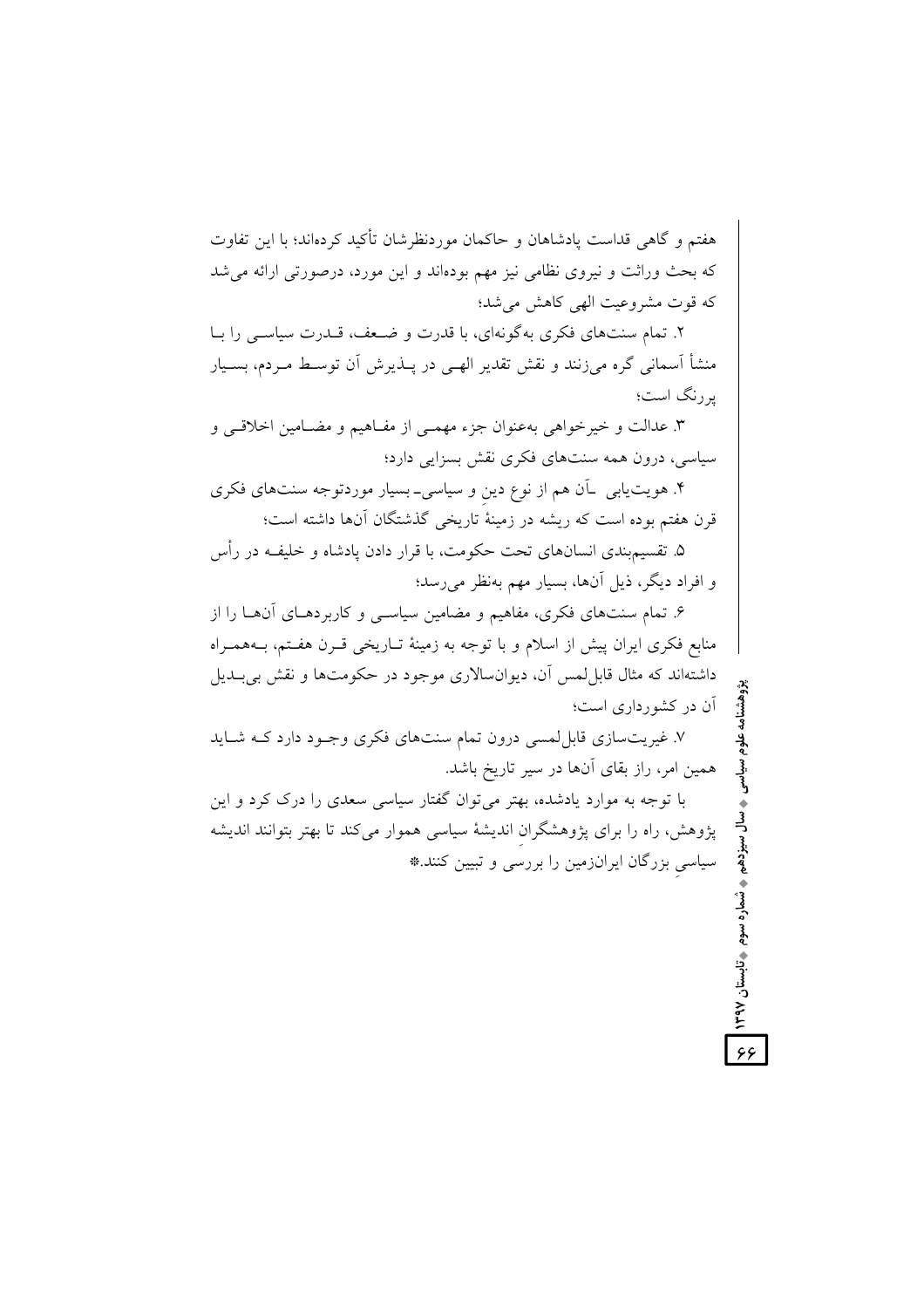هفتم و گاهی قداست پادشاهان و حاکمان موردنظرشان تأکید کرده‌اند؛ با این تفاوت که بحث وراثت و نیروی نظامی نیز مهم بوده‌اند و این مورد، درصورتی ارائه می‌شد که قوت مشروعیت الهی کاهش می‌شد؛

۲. تمام سنت‌های فکری به‌گونه‌ای، با قدرت و ضعف، قدرت سیاسی را با منشأ آسمانی گره می‌زنند و نقش تقدیر الهی در پذیرش آن توسط مردم، بسیار پررنگ است؛

۳. عدالت و خیرخواهی به‌عنوان جزء مهمی از مفاهیم و مضامین اخلاقی و سیاسی، درون همه سنت‌های فکری نقش بسزایی دارد؛

۴. هویت‌یابی ـآن هم از نوع دینِ و سیاسی ـ بسیار موردتوجه سنت‌های فکری قرن هفتم بوده است که ریشه در زمینهٔ تاریخی گذشتگان آن‌ها داشته است؛

۵. تقسیم‌بندی انسان‌های تحت حکومت، با قرار دادن پادشاه و خلیفه در رأس و افراد دیگر، ذیل آن‌ها، بسیار مهم به‌نظر می‌رسد؛

۶. تمام سنت‌های فکری، مفاهیم و مضامین سیاسی و کاربردهای آن‌ها را از منابع فکری ایران پیش از اسلام و با توجه به زمینهٔ تاریخی قرن هفتم، به‌همراه داشته‌اند که مثال قابل‌لمس آن، دیوان‌سالاری موجود در حکومت‌ها و نقش بی‌بدیل آن در کشورداری است؛

۷. غیریت‌سازی قابل‌لمسی درون تمام سنت‌های فکری وجود دارد که شاید همین امر، راز بقای آن‌ها در سیر تاریخ باشد.

با توجه به موارد یادشده، بهتر می‌توان گفتار سیاسی سعدی را درک کرد و این پژوهش، راه را برای پژوهشگرانِ اندیشهٔ سیاسی هموار می‌کند تا بهتر بتوانند اندیشه سیاسیِ بزرگان ایران‌زمین را بررسی و تبیین کنند.*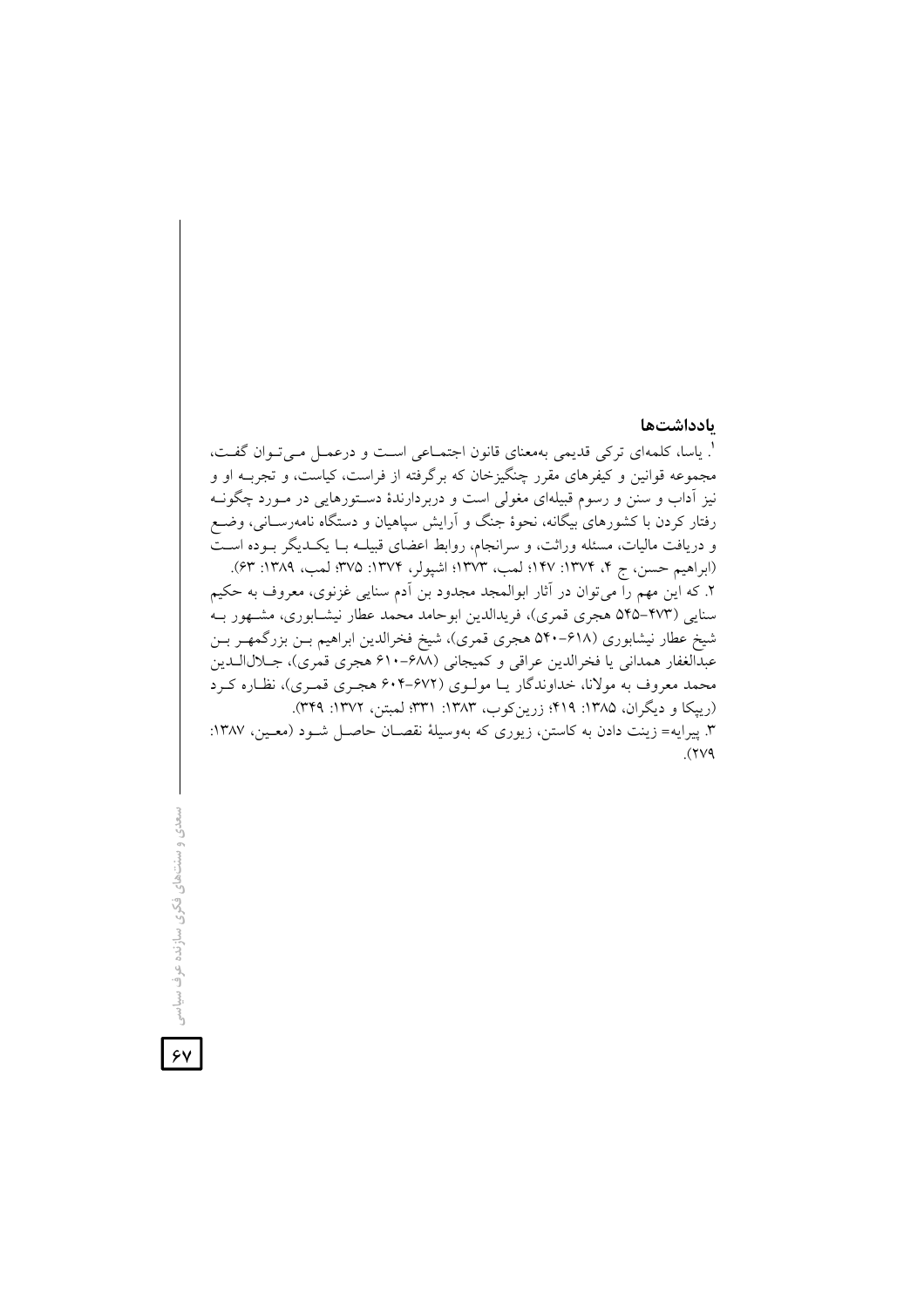## یادداشت‌ها

[1]. یاسا، کلمه‌ای ترکی قدیمی به‌معنای قانون اجتماعی است و درعمل می‌توان گفت، مجموعه قوانین و کیفرهای مقرر چنگیزخان که برگرفته از فراست، کیاست، و تجربه او و نیز آداب و سنن و رسوم قبیله‌ای مغولی است و دربردارندهٔ دستورهایی در مورد چگونه رفتار کردن با کشورهای بیگانه، نحوهٔ جنگ و آرایش سپاهیان و دستگاه نامه‌رسانی، وضع و دریافت مالیات، مسئله وراثت، و سرانجام، روابط اعضای قبیله با یکدیگر بوده است (ابراهیم حسن، ج ۴، ۱۳۷۴: ۱۴۷؛ لمب، ۱۳۷۳؛ اشپولر، ۱۳۷۴: ۳۷۵؛ لمب، ۱۳۸۹: ۶۳).

۲. که این مهم را می‌توان در آثار ابوالمجد مجدود بن آدم سنایی غزنوی، معروف به حکیم سنایی (۴۷۳-۵۴۵ هجری قمری)، فریدالدین ابوحامد محمد عطار نیشابوری، مشهور به شیخ عطار نیشابوری (۶۱۸-۵۴۰ هجری قمری)، شیخ فخرالدین ابراهیم بن بزرگمهر بن عبدالغفار همدانی یا فخرالدین عراقی و کمیجانی (۶۸۸-۶۱۰ هجری قمری)، جلال‌الدین محمد معروف به مولانا، خداوندگار یا مولوی (۶۷۲-۶۰۴ هجری قمری)، نظاره کرد (ریپکا و دیگران، ۱۳۸۵: ۴۱۹؛ زرین‌کوب، ۱۳۸۳: ۳۳۱؛ لمبتن، ۱۳۷۲: ۳۴۹).

۳. پیرایه= زینت دادن به کاستن، زیوری که به‌وسیلهٔ نقصان حاصل شود (معین، ۱۳۸۷: ۲۷۹).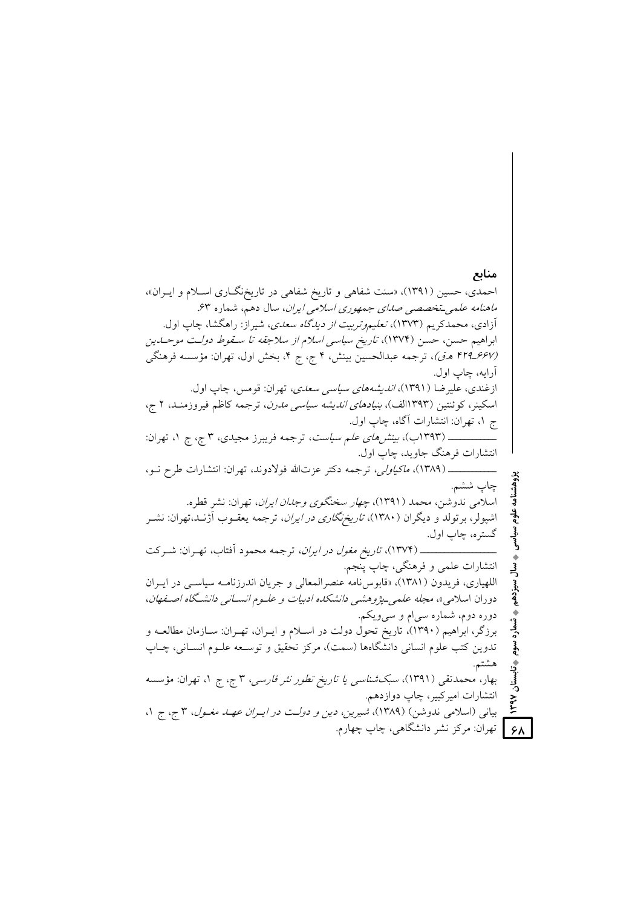## منابع

احمدی، حسین (۱۳۹۱)، «سنت شفاهی و تاریخ شفاهی در تاریخ‌نگاری اسلام و ایران»، *ماهنامه علمی‌ـتخصصی صدای جمهوری اسلامی ایران*، سال دهم، شماره ۶۳.

آزادی، محمدکریم (۱۳۷۳)، *تعلیم‌وتربیت از دیدگاه سعدی*، شیراز: راهگشا، چاپ اول.

ابراهیم حسن، حسن (۱۳۷۴)، *تاریخ سیاسی اسلام از سلاجقه تا سقوط دولت موحدین (۶۶۷ـ۴۲۹ هـ.ق)*، ترجمه عبدالحسین بینش، ۴ ج، ج ۴، بخش اول، تهران: مؤسسه فرهنگی آرایه، چاپ اول.

ازغندی، علیرضا (۱۳۹۱)، *اندیشه‌های سیاسی سعدی*، تهران: قومس، چاپ اول.

اسکینر، کوئنتین (۱۳۹۳الف)، *بنیادهای اندیشه سیاسی مدرن*، ترجمه کاظم فیروزمند، ۲ ج، ج ۱، تهران: انتشارات آگاه، چاپ اول.

ـــــــــــ (۱۳۹۳ب)، *بینش‌های علم سیاست*، ترجمه فریبرز مجیدی، ۳ ج، ج ۱، تهران: انتشارات فرهنگ جاوید، چاپ اول.

ـــــــــــ (۱۳۸۹)، *ماکیاولی*، ترجمه دکتر عزت‌الله فولادوند، تهران: انتشارات طرح نو، چاپ ششم.

اسلامی ندوشن، محمد (۱۳۹۱)، *چهار سخنگوی وجدان ایران*، تهران: نشر قطره.

اشپولر، برتولد و دیگران (۱۳۸۰)، *تاریخ‌نگاری در ایران*، ترجمه یعقوب آژند، تهران: نشر گستره، چاپ اول.

ـــــــــــ (۱۳۷۴)، *تاریخ مغول در ایران*، ترجمه محمود آفتاب، تهران: شرکت انتشارات علمی و فرهنگی، چاپ پنجم.

اللهیاری، فریدون (۱۳۸۱)، «قابوس‌نامه عنصرالمعالی و جریان اندرزنامه سیاسی در ایران دوران اسلامی»، *مجله علمی‌ـپژوهشی دانشکده ادبیات و علوم انسانی دانشگاه اصفهان*، دوره دوم، شماره سی‌ام و سی‌ویکم.

برزگر، ابراهیم (۱۳۹۰)، تاریخ تحول دولت در اسلام و ایران، تهران: سازمان مطالعه و تدوین کتب علوم انسانی دانشگاه‌ها (سمت)، مرکز تحقیق و توسعه علوم انسانی، چاپ هشتم.

بهار، محمدتقی (۱۳۹۱)، *سبک‌شناسی یا تاریخ تطور نثر فارسی*، ۳ ج، ج ۱، تهران: مؤسسه انتشارات امیرکبیر، چاپ دوازدهم.

بیانی (اسلامی ندوشن) (۱۳۸۹)، شیرین، *دین و دولت در ایران عهد مغول*، ۳ ج، ج ۱، تهران: مرکز نشر دانشگاهی، چاپ چهارم.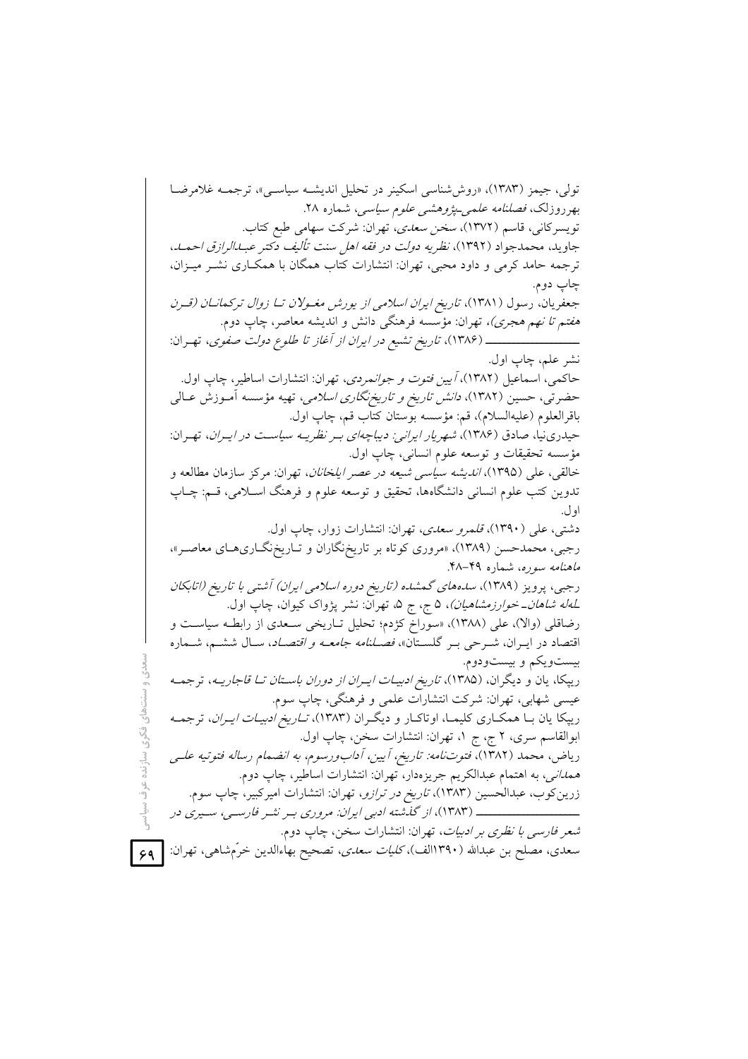تولی، جیمز (۱۳۸۳)، «روش‌شناسی اسکینر در تحلیل اندیشه سیاسی»، ترجمه غلامرضا بهروزلک، *فصلنامه علمی-پژوهشی علوم سیاسی*، شماره ۲۸.

تویسرکانی، قاسم (۱۳۷۲)، *سخن سعدی*، تهران: شرکت سهامی طبع کتاب.

جاوید، محمدجواد (۱۳۹۲)، *نظریه دولت در فقه اهل سنت تألیف دکتر عبدالرازق احمد*، ترجمه حامد کرمی و داود محبی، تهران: انتشارات کتاب همگان با همکاری نشر میزان، چاپ دوم.

جعفریان، رسول (۱۳۸۱)، *تاریخ ایران اسلامی از یورش مغولان تا زوال ترکمانان (قرن هفتم تا نهم هجری)*، تهران: مؤسسه فرهنگی دانش و اندیشه معاصر، چاپ دوم.

ــــــــــــــــ (۱۳۸۶)، *تاریخ تشیع در ایران از آغاز تا طلوع دولت صفوی*، تهران: نشر علم، چاپ اول.

حاکمی، اسماعیل (۱۳۸۲)، *آیین فتوت و جوانمردی*، تهران: انتشارات اساطیر، چاپ اول.

حضرتی، حسین (۱۳۸۲)، *دانش تاریخ و تاریخ‌نگاری اسلامی*، تهیه مؤسسه آموزش عالی باقرالعلوم (علیه‌السلام)، قم: مؤسسه بوستان کتاب قم، چاپ اول.

حیدری‌نیا، صادق (۱۳۸۶)، *شهریار ایرانی: دیباچه‌ای بر نظریه سیاست در ایران*، تهران: مؤسسه تحقیقات و توسعه علوم انسانی، چاپ اول.

خالقی، علی (۱۳۹۵)، *اندیشه سیاسی شیعه در عصر ایلخانان*، تهران: مرکز سازمان مطالعه و تدوین کتب علوم انسانی دانشگاه‌ها، تحقیق و توسعه علوم و فرهنگ اسلامی، قم: چاپ اول.

دشتی، علی (۱۳۹۰)، *قلمرو سعدی*، تهران: انتشارات زوار، چاپ اول.

رجبی، محمدحسن (۱۳۸۹)، «مروری کوتاه بر تاریخ‌نگاران و تاریخ‌نگاری‌های معاصر»، *ماهنامه سوره*، شماره ۴۹-۴۸.

رجبی، پرویز (۱۳۸۹)، *سده‌های گمشده (تاریخ دوره اسلامی ایران) آشتی با تاریخ (اتابکان لله شاهان- خوارزمشاهیان)*، ۵ ج، ج ۵، تهران: نشر پژواک کیوان، چاپ اول.

رضاقلی (والا)، علی (۱۳۸۸)، «سوراخ کژدم؛ تحلیل تاریخی سعدی از رابطه سیاست و اقتصاد در ایران، شرحی بر گلستان»، *فصلنامه جامعه و اقتصاد*، سال ششم، شماره بیست‌ویکم و بیست‌ودوم.

ریپکا، یان و دیگران، (۱۳۸۵)، *تاریخ ادبیات ایران از دوران باستان تا قاجاریه*، ترجمه عیسی شهابی، تهران: شرکت انتشارات علمی و فرهنگی، چاپ سوم.

ریپکا یان با همکاری کلیما، اوتاکار و دیگران (۱۳۸۳)، *تاریخ ادبیات ایران*، ترجمه ابوالقاسم سری، ۲ ج، ج ۱، تهران: انتشارات سخن، چاپ اول.

ریاض، محمد (۱۳۸۲)، *فتوت‌نامه: تاریخ، آیین، آداب‌ورسوم، به انضمام رساله فتوتیه علی همدانی*، به اهتمام عبدالکریم جربزه‌دار، تهران: انتشارات اساطیر، چاپ دوم.

زرین‌کوب، عبدالحسین (۱۳۸۳)، *تاریخ در ترازو*، تهران: انتشارات امیرکبیر، چاپ سوم.

ــــــــــــــــ (۱۳۸۳)، *از گذشته ادبی ایران: مروری بر نثر فارسی، سیری در شعر فارسی با نظری بر ادبیات*، تهران: انتشارات سخن، چاپ دوم.

سعدی، مصلح بن عبدالله (۱۳۹۰الف)، *کلیات سعدی*، تصحیح بهاءالدین خرمشاهی، تهران: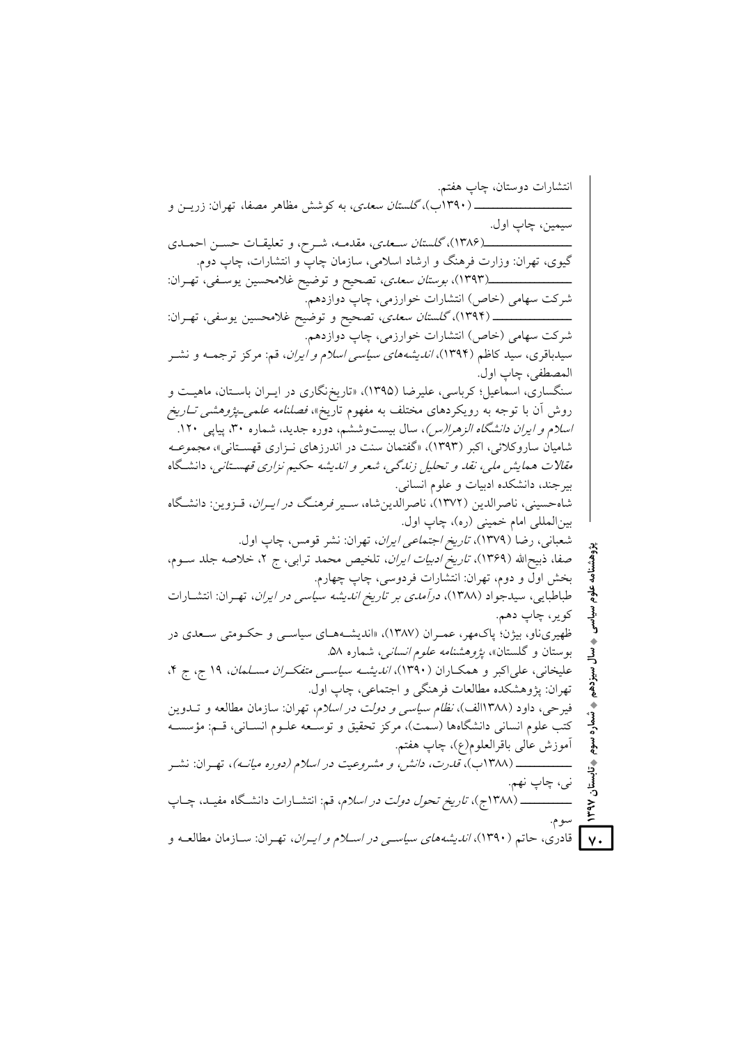انتشارات دوستان، چاپ هفتم.

ـــــــــــــــــــــــ (۱۳۹۰ب)، *گلستان سعدی*، به کوشش مظاهر مصفا، تهران: زرین و سیمین، چاپ اول.

ـــــــــــــــــــــــ(۱۳۸۶)، *گلستان سعدی*، مقدمه، شرح، و تعلیقات حسن احمدی گیوی، تهران: وزارت فرهنگ و ارشاد اسلامی، سازمان چاپ و انتشارات، چاپ دوم.

ـــــــــــــــــــــــ(۱۳۹۳)، *بوستان سعدی*، تصحیح و توضیح غلامحسین یوسفی، تهران: شرکت سهامی (خاص) انتشارات خوارزمی، چاپ دوازدهم.

ـــــــــــــــــــــــ (۱۳۹۴)، *گلستان سعدی*، تصحیح و توضیح غلامحسین یوسفی، تهران: شرکت سهامی (خاص) انتشارات خوارزمی، چاپ دوازدهم.

سیدباقری، سید کاظم (۱۳۹۴)، *اندیشه‌های سیاسی اسلام و ایران*، قم: مرکز ترجمه و نشر المصطفی، چاپ اول.

سنگساری، اسماعیل؛ کرباسی، علیرضا (۱۳۹۵)، «تاریخ‌نگاری در ایران باستان، ماهیت و روش آن با توجه به رویکردهای مختلف به مفهوم تاریخ»، *فصلنامه علمی-پژوهشی تاریخ اسلام و ایران دانشگاه الزهرا(س)*، سال بیست‌وششم، دوره جدید، شماره ۳۰، پیاپی ۱۲۰.

شامیان ساروکلائی، اکبر (۱۳۹۳)، «گفتمان سنت در اندرزهای نزاری قهستانی»، *مجموعه مقالات همایش ملی، نقد و تحلیل زندگی، شعر و اندیشه حکیم نزاری قهستانی*، دانشگاه بیرجند، دانشکده ادبیات و علوم انسانی.

شاه‌حسینی، ناصرالدین (۱۳۷۲)، ناصرالدین‌شاه، *سیر فرهنگ در ایران*، قزوین: دانشگاه بین‌المللی امام خمینی (ره)، چاپ اول.

شعبانی، رضا (۱۳۷۹)، *تاریخ اجتماعی ایران*، تهران: نشر قومس، چاپ اول.

صفا، ذبیح‌الله (۱۳۶۹)، *تاریخ ادبیات ایران*، تلخیص محمد ترابی، ج ۲، خلاصه جلد سوم، بخش اول و دوم، تهران: انتشارات فردوسی، چاپ چهارم.

طباطبایی، سیدجواد (۱۳۸۸)، *درآمدی بر تاریخ اندیشه سیاسی در ایران*، تهران: انتشارات کویر، چاپ دهم.

ظهیری‌ناو، بیژن؛ پاک‌مهر، عمران (۱۳۸۷)، «اندیشه‌های سیاسی و حکومتی سعدی در بوستان و گلستان»، *پژوهشنامه علوم انسانی*، شماره ۵۸.

علیخانی، علی‌اکبر و همکاران (۱۳۹۰)، *اندیشه سیاسی متفکران مسلمان*، ۱۹ ج، ج ۴، تهران: پژوهشکده مطالعات فرهنگی و اجتماعی، چاپ اول.

فیرحی، داود (۱۳۸۸الف)، *نظام سیاسی و دولت در اسلام*، تهران: سازمان مطالعه و تدوین کتب علوم انسانی دانشگاه‌ها (سمت)، مرکز تحقیق و توسعه علوم انسانی، قم: مؤسسه آموزش عالی باقرالعلوم(ع)، چاپ هفتم.

ـــــــــــــــــــــــ (۱۳۸۸ب)، *قدرت، دانش، و مشروعیت در اسلام (دوره میانه)*، تهران: نشر نی، چاپ نهم.

ـــــــــــــــــــــــ (۱۳۸۸ج)، *تاریخ تحول دولت در اسلام*، قم: انتشارات دانشگاه مفید، چاپ سوم.

قادری، حاتم (۱۳۹۰)، *اندیشه‌های سیاسی در اسلام و ایران*، تهران: سازمان مطالعه و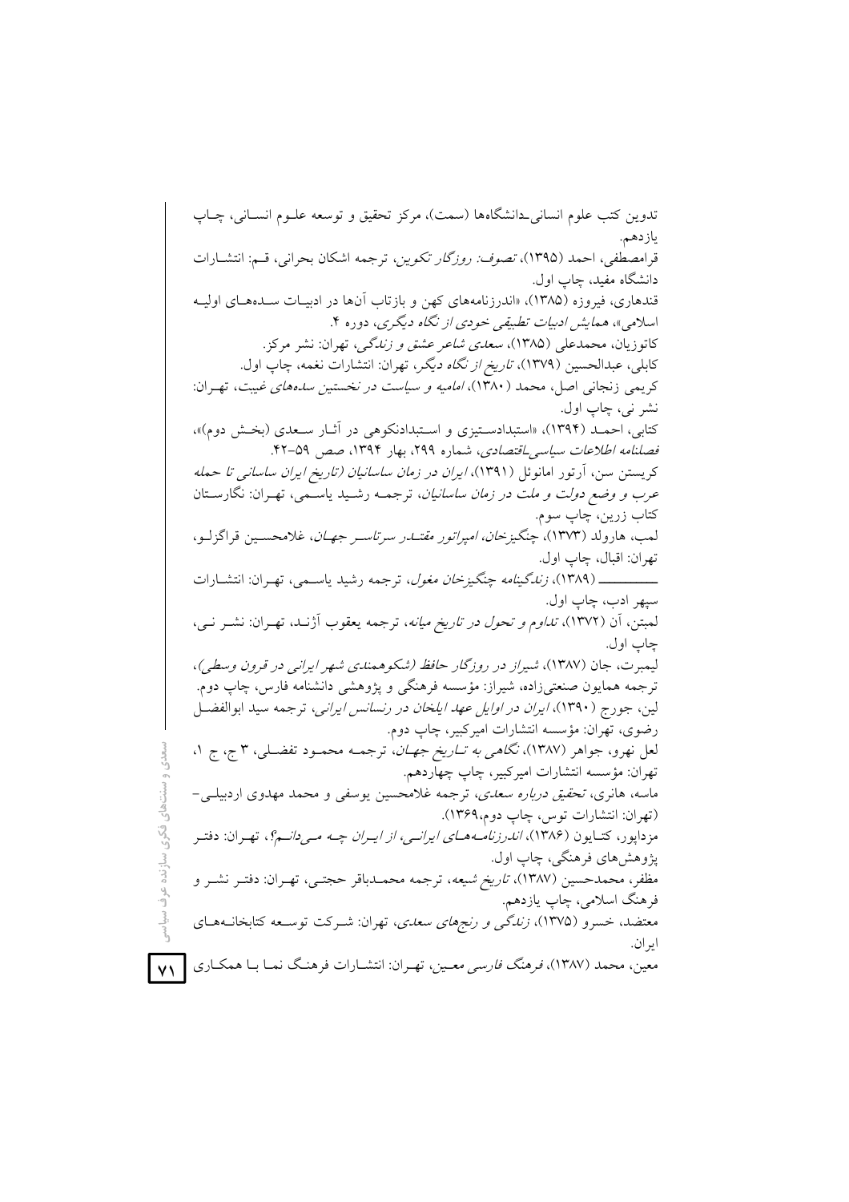تدوین کتب علوم انسانی‌ـدانشگاه‌ها (سمت)، مرکز تحقیق و توسعه علـوم انسـانی، چـاپ یازدهم.

قرامصطفی، احمد (۱۳۹۵)، *تصوف: روزگار تکوین*، ترجمه اشکان بحرانی، قـم: انتشـارات دانشگاه مفید، چاپ اول.

قندهاری، فیروزه (۱۳۸۵)، «اندرزنامه‌های کهن و بازتاب آن‌ها در ادبیـات سـده‌هـای اولیـه اسلامی»، *همایش ادبیات تطبیقی خودی از نگاه دیگری*، دوره ۴.

کاتوزیان، محمدعلی (۱۳۸۵)، *سعدی شاعر عشق و زندگی*، تهران: نشر مرکز.

کابلی، عبدالحسین (۱۳۷۹)، *تاریخ از نگاه دیگر*، تهران: انتشارات نغمه، چاپ اول.

کریمی زنجانی اصل، محمد (۱۳۸۰)، *امامیه و سیاست در نخستین سده‌های غیبت*، تهـران: نشر نی، چاپ اول.

کتابی، احمـد (۱۳۹۴)، «استبدادسـتیزی و اسـتبدادنکوهی در آثـار سـعدی (بخـش دوم)»، *فصلنامه اطلاعات سیاسی‌ـاقتصادی*، شماره ۲۹۹، بهار ۱۳۹۴، صص ۵۹-۴۲.

کریستن سن، آرتور امانوئل (۱۳۹۱)، *ایران در زمان ساسانیان (تاریخ ایران ساسانی تا حمله عرب و وضع دولت و ملت در زمان ساسانیان*، ترجمـه رشـید یاسـمی، تهـران: نگارسـتان کتاب زرین، چاپ سوم.

لمب، هارولد (۱۳۷۳)، *چنگیزخان، امپراتور مقتـدر سرتاسـر جهـان*، غلامحسـین قراگزلـو، تهران: اقبال، چاپ اول.

ــــــــــ (۱۳۸۹)، *زندگینامه چنگیزخان مغول*، ترجمه رشید یاسـمی، تهـران: انتشـارات سپهر ادب، چاپ اول.

لمبتن، آن (۱۳۷۲)، *تداوم و تحول در تاریخ میانه*، ترجمه یعقوب آژنـد، تهـران: نشـر نـی، چاپ اول.

لیمبرت، جان (۱۳۸۷)، *شیراز در روزگار حافظ (شکوهمندی شهر ایرانی در قرون وسطی)*، ترجمه همایون صنعتی‌زاده، شیراز: مؤسسه فرهنگی و پژوهشی دانشنامه فارس، چاپ دوم.

لین، جورج (۱۳۹۰)، *ایران در اوایل عهد ایلخان در رنسانس ایرانی*، ترجمه سید ابوالفضـل رضوی، تهران: مؤسسه انتشارات امیرکبیر، چاپ دوم.

لعل نهرو، جواهر (۱۳۸۷)، *نگاهی به تـاریخ جهـان*، ترجمـه محمـود تفضـلی، ۳ ج، ج ۱، تهران: مؤسسه انتشارات امیرکبیر، چاپ چهاردهم.

ماسه، هانری، *تحقیق درباره سعدی*، ترجمه غلامحسین یوسفی و محمد مهدوی اردبیلـی- (تهران: انتشارات توس، چاپ دوم،۱۳۶۹).

مزداپور، کتـایون (۱۳۸۶)، *اندرزنامـه‌هـای ایرانـی، از ایـران چـه مـی‌دانـم؟*، تهـران: دفتـر پژوهش‌های فرهنگی، چاپ اول.

مظفر، محمدحسین (۱۳۸۷)، *تاریخ شیعه*، ترجمه محمـدباقر حجتـی، تهـران: دفتـر نشـر و فرهنگ اسلامی، چاپ یازدهم.

معتضد، خسرو (۱۳۷۵)، *زندگی و رنج‌های سعدی*، تهران: شـرکت توسـعه کتابخانـه‌هـای ایران.

معین، محمد (۱۳۸۷)، *فرهنگ فارسی معـین*، تهـران: انتشـارات فرهنـگ نمـا بـا همکـاری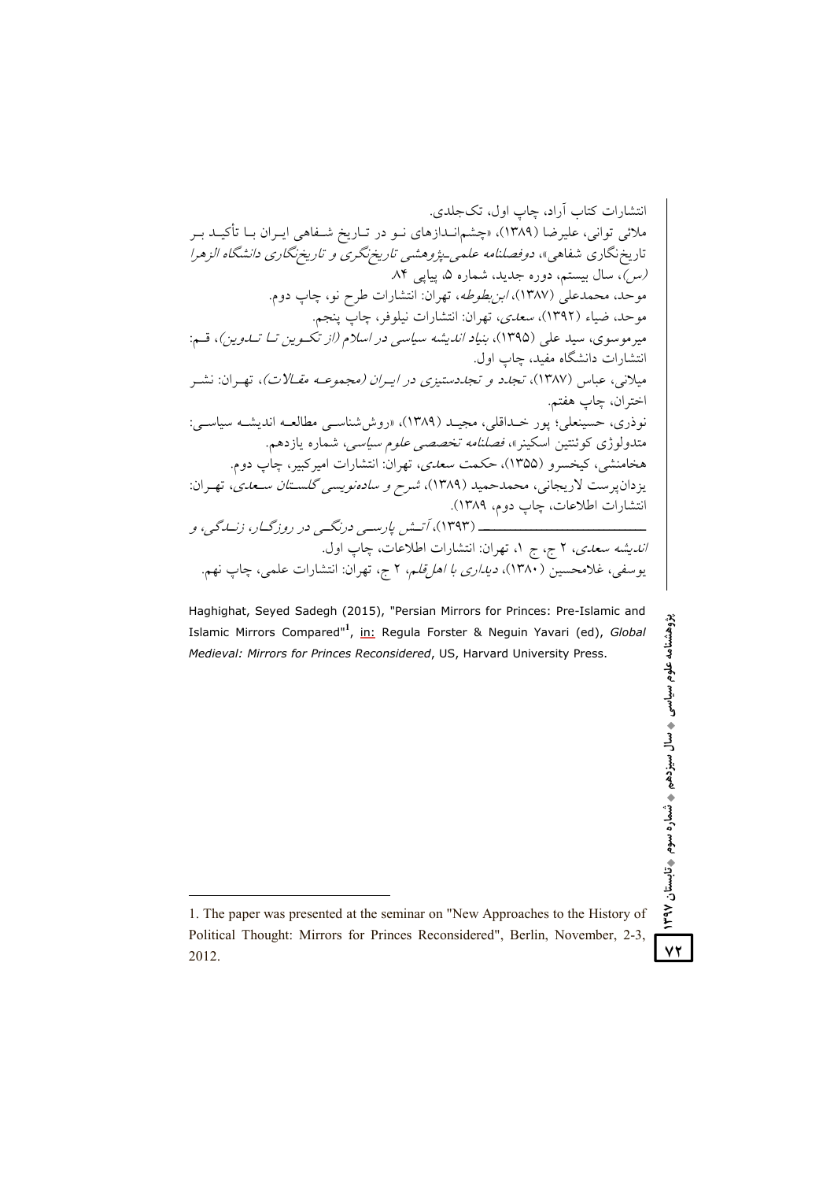انتشارات کتاب آراد، چاپ اول، تک‌جلدی.

ملائی توانی، علیرضا (۱۳۸۹)، «چشم‌اندازهای نو در تاریخ شفاهی ایران با تأکید بر تاریخ‌نگاری شفاهی»، *دوفصلنامه علمی-پژوهشی تاریخ‌نگری و تاریخ‌نگاری دانشگاه الزهرا (س)*، سال بیستم، دوره جدید، شماره ۵، پیاپی ۸۴.

موحد، محمدعلی (۱۳۸۷)، *ابن‌بطوطه*، تهران: انتشارات طرح نو، چاپ دوم.

موحد، ضیاء (۱۳۹۲)، *سعدی*، تهران: انتشارات نیلوفر، چاپ پنجم.

میرموسوی، سید علی (۱۳۹۵)، *بنیاد اندیشه سیاسی در اسلام (از تکوین تا تدوین)*، قم: انتشارات دانشگاه مفید، چاپ اول.

میلانی، عباس (۱۳۸۷)، *تجدد و تجددستیزی در ایران (مجموعه مقالات)*، تهران: نشر اختران، چاپ هفتم.

نوذری، حسینعلی؛ پور خداقلی، مجید (۱۳۸۹)، «روش‌شناسی مطالعه اندیشه سیاسی: متدولوژی کوئنتین اسکینر»، *فصلنامه تخصصی علوم سیاسی*، شماره یازدهم.

هخامنشی، کیخسرو (۱۳۵۵)، حکمت *سعدی*، تهران: انتشارات امیرکبیر، چاپ دوم.

یزدان‌پرست لاریجانی، محمدحمید (۱۳۸۹)، *شرح و ساده‌نویسی گلستان سعدی*، تهران: انتشارات اطلاعات، چاپ دوم، ۱۳۸۹).

ـــــــــــــــــــــــ (۱۳۹۳)، *آتش پارسی درنگی در روزگار، زندگی، و اندیشه سعدی*، ۲ ج، ج ۱، تهران: انتشارات اطلاعات، چاپ اول.

یوسفی، غلامحسین (۱۳۸۰)، *دیداری با اهل قلم*، ۲ ج، تهران: انتشارات علمی، چاپ نهم.

Haghighat, Seyed Sadegh (2015), "Persian Mirrors for Princes: Pre-Islamic and Islamic Mirrors Compared"[1], in: Regula Forster & Neguin Yavari (ed), *Global Medieval: Mirrors for Princes Reconsidered*, US, Harvard University Press.

---

1. The paper was presented at the seminar on "New Approaches to the History of Political Thought: Mirrors for Princes Reconsidered", Berlin, November, 2-3, 2012.